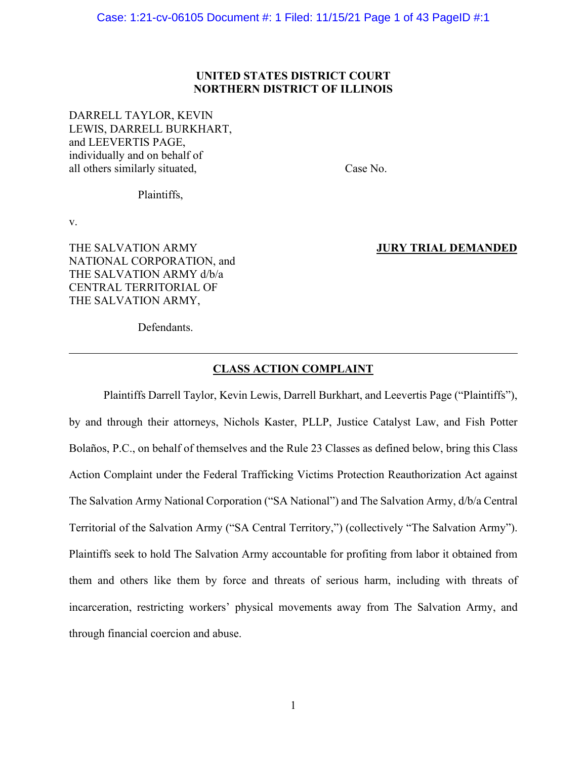**UNITED STATES DISTRICT COURT**
**NORTHERN DISTRICT OF ILLINOIS**

DARRELL TAYLOR, KEVIN LEWIS, DARRELL BURKHART, and LEEVERTIS PAGE, individually and on behalf of all others similarly situated,

Plaintiffs,

v.

THE SALVATION ARMY NATIONAL CORPORATION, and THE SALVATION ARMY d/b/a CENTRAL TERRITORIAL OF THE SALVATION ARMY,

Defendants.

Case No.

**JURY TRIAL DEMANDED**

---

## CLASS ACTION COMPLAINT

Plaintiffs Darrell Taylor, Kevin Lewis, Darrell Burkhart, and Leevertis Page ("Plaintiffs"), by and through their attorneys, Nichols Kaster, PLLP, Justice Catalyst Law, and Fish Potter Bolaños, P.C., on behalf of themselves and the Rule 23 Classes as defined below, bring this Class Action Complaint under the Federal Trafficking Victims Protection Reauthorization Act against The Salvation Army National Corporation ("SA National") and The Salvation Army, d/b/a Central Territorial of the Salvation Army ("SA Central Territory,") (collectively "The Salvation Army"). Plaintiffs seek to hold The Salvation Army accountable for profiting from labor it obtained from them and others like them by force and threats of serious harm, including with threats of incarceration, restricting workers' physical movements away from The Salvation Army, and through financial coercion and abuse.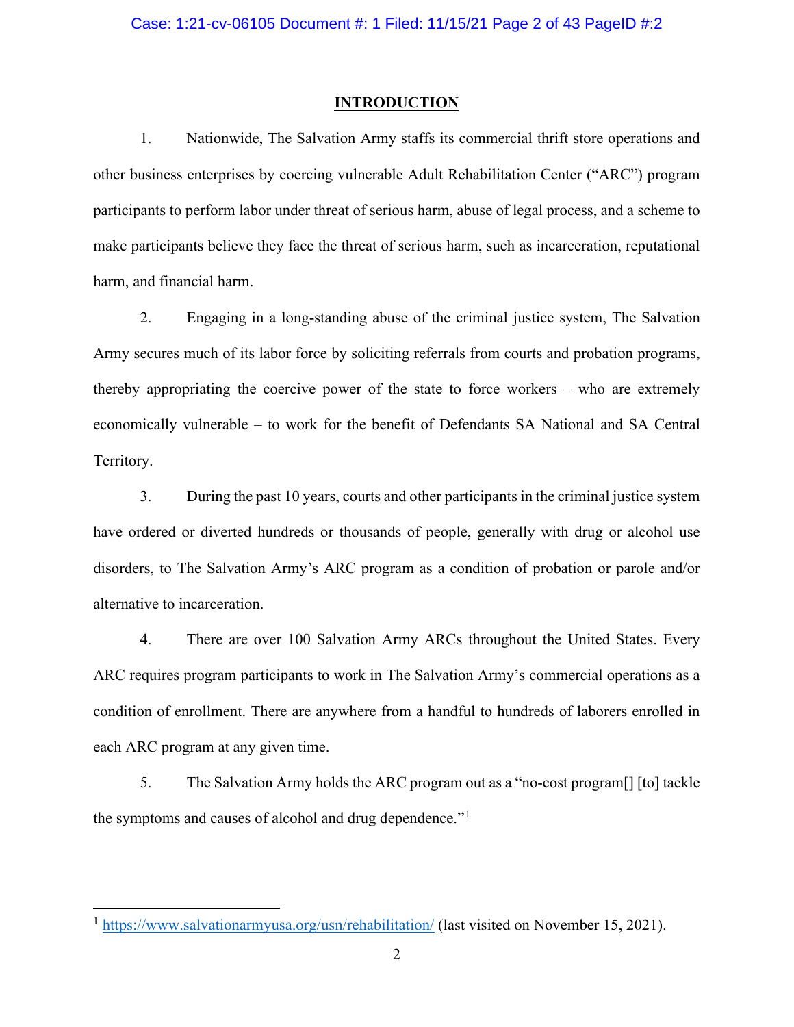# INTRODUCTION

1. Nationwide, The Salvation Army staffs its commercial thrift store operations and other business enterprises by coercing vulnerable Adult Rehabilitation Center ("ARC") program participants to perform labor under threat of serious harm, abuse of legal process, and a scheme to make participants believe they face the threat of serious harm, such as incarceration, reputational harm, and financial harm.

2. Engaging in a long-standing abuse of the criminal justice system, The Salvation Army secures much of its labor force by soliciting referrals from courts and probation programs, thereby appropriating the coercive power of the state to force workers – who are extremely economically vulnerable – to work for the benefit of Defendants SA National and SA Central Territory.

3. During the past 10 years, courts and other participants in the criminal justice system have ordered or diverted hundreds or thousands of people, generally with drug or alcohol use disorders, to The Salvation Army's ARC program as a condition of probation or parole and/or alternative to incarceration.

4. There are over 100 Salvation Army ARCs throughout the United States. Every ARC requires program participants to work in The Salvation Army's commercial operations as a condition of enrollment. There are anywhere from a handful to hundreds of laborers enrolled in each ARC program at any given time.

5. The Salvation Army holds the ARC program out as a "no-cost program[] [to] tackle the symptoms and causes of alcohol and drug dependence."[1]

[1] https://www.salvationarmyusa.org/usn/rehabilitation/ (last visited on November 15, 2021).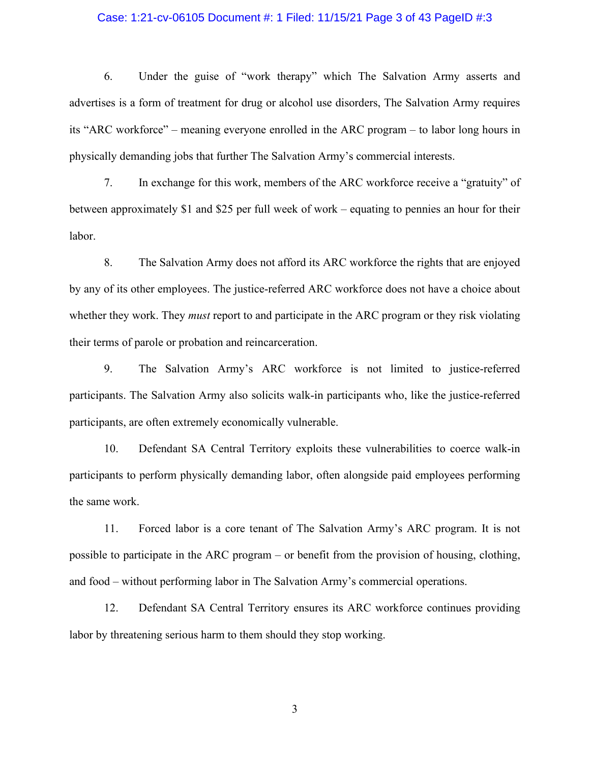6. Under the guise of "work therapy" which The Salvation Army asserts and advertises is a form of treatment for drug or alcohol use disorders, The Salvation Army requires its "ARC workforce" – meaning everyone enrolled in the ARC program – to labor long hours in physically demanding jobs that further The Salvation Army's commercial interests.

7. In exchange for this work, members of the ARC workforce receive a "gratuity" of between approximately $1 and $25 per full week of work – equating to pennies an hour for their labor.

8. The Salvation Army does not afford its ARC workforce the rights that are enjoyed by any of its other employees. The justice-referred ARC workforce does not have a choice about whether they work. They *must* report to and participate in the ARC program or they risk violating their terms of parole or probation and reincarceration.

9. The Salvation Army's ARC workforce is not limited to justice-referred participants. The Salvation Army also solicits walk-in participants who, like the justice-referred participants, are often extremely economically vulnerable.

10. Defendant SA Central Territory exploits these vulnerabilities to coerce walk-in participants to perform physically demanding labor, often alongside paid employees performing the same work.

11. Forced labor is a core tenant of The Salvation Army's ARC program. It is not possible to participate in the ARC program – or benefit from the provision of housing, clothing, and food – without performing labor in The Salvation Army's commercial operations.

12. Defendant SA Central Territory ensures its ARC workforce continues providing labor by threatening serious harm to them should they stop working.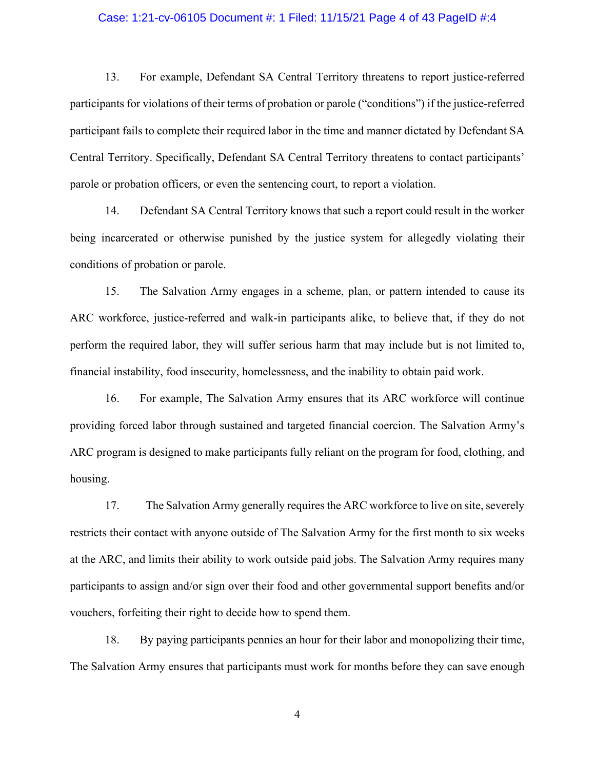13. For example, Defendant SA Central Territory threatens to report justice-referred participants for violations of their terms of probation or parole ("conditions") if the justice-referred participant fails to complete their required labor in the time and manner dictated by Defendant SA Central Territory. Specifically, Defendant SA Central Territory threatens to contact participants' parole or probation officers, or even the sentencing court, to report a violation.

14. Defendant SA Central Territory knows that such a report could result in the worker being incarcerated or otherwise punished by the justice system for allegedly violating their conditions of probation or parole.

15. The Salvation Army engages in a scheme, plan, or pattern intended to cause its ARC workforce, justice-referred and walk-in participants alike, to believe that, if they do not perform the required labor, they will suffer serious harm that may include but is not limited to, financial instability, food insecurity, homelessness, and the inability to obtain paid work.

16. For example, The Salvation Army ensures that its ARC workforce will continue providing forced labor through sustained and targeted financial coercion. The Salvation Army's ARC program is designed to make participants fully reliant on the program for food, clothing, and housing.

17. The Salvation Army generally requires the ARC workforce to live on site, severely restricts their contact with anyone outside of The Salvation Army for the first month to six weeks at the ARC, and limits their ability to work outside paid jobs. The Salvation Army requires many participants to assign and/or sign over their food and other governmental support benefits and/or vouchers, forfeiting their right to decide how to spend them.

18. By paying participants pennies an hour for their labor and monopolizing their time, The Salvation Army ensures that participants must work for months before they can save enough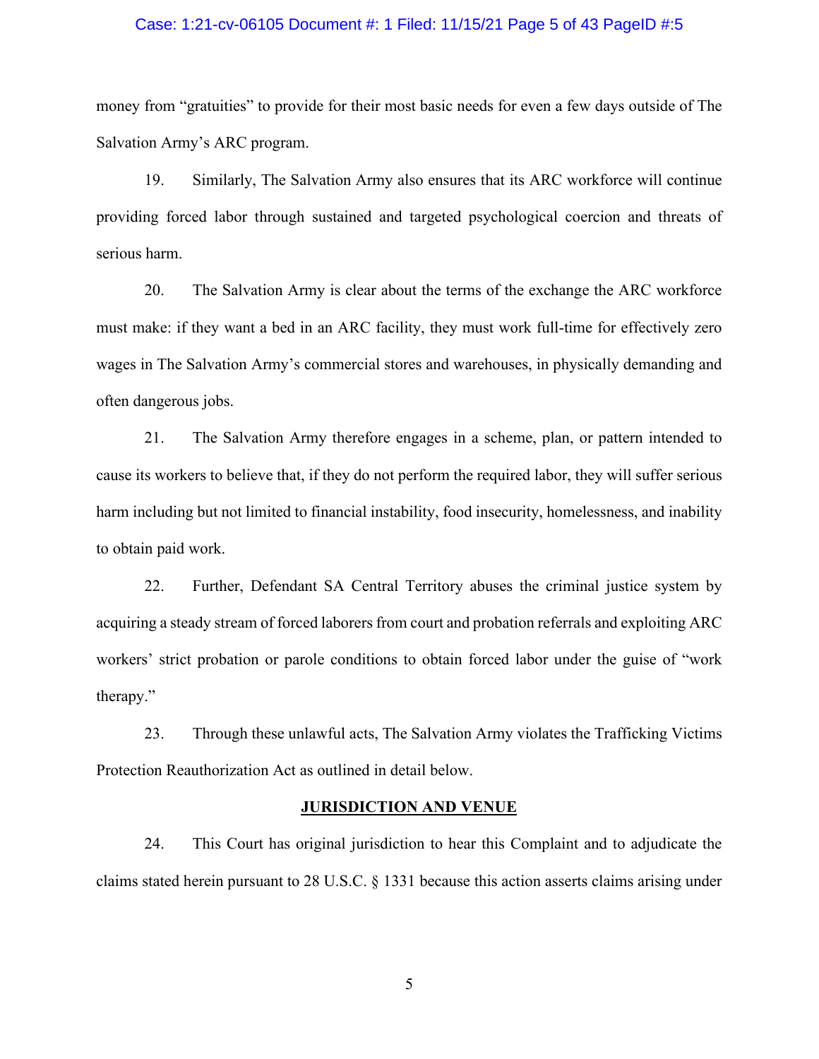money from "gratuities" to provide for their most basic needs for even a few days outside of The Salvation Army's ARC program.

19. Similarly, The Salvation Army also ensures that its ARC workforce will continue providing forced labor through sustained and targeted psychological coercion and threats of serious harm.

20. The Salvation Army is clear about the terms of the exchange the ARC workforce must make: if they want a bed in an ARC facility, they must work full-time for effectively zero wages in The Salvation Army's commercial stores and warehouses, in physically demanding and often dangerous jobs.

21. The Salvation Army therefore engages in a scheme, plan, or pattern intended to cause its workers to believe that, if they do not perform the required labor, they will suffer serious harm including but not limited to financial instability, food insecurity, homelessness, and inability to obtain paid work.

22. Further, Defendant SA Central Territory abuses the criminal justice system by acquiring a steady stream of forced laborers from court and probation referrals and exploiting ARC workers' strict probation or parole conditions to obtain forced labor under the guise of "work therapy."

23. Through these unlawful acts, The Salvation Army violates the Trafficking Victims Protection Reauthorization Act as outlined in detail below.

## JURISDICTION AND VENUE

24. This Court has original jurisdiction to hear this Complaint and to adjudicate the claims stated herein pursuant to 28 U.S.C. § 1331 because this action asserts claims arising under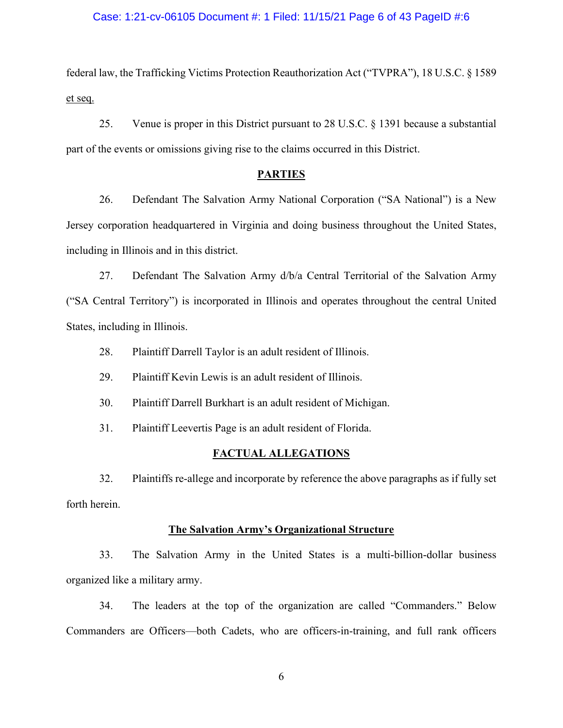federal law, the Trafficking Victims Protection Reauthorization Act ("TVPRA"), 18 U.S.C. § 1589 et seq.

25. Venue is proper in this District pursuant to 28 U.S.C. § 1391 because a substantial part of the events or omissions giving rise to the claims occurred in this District.

## PARTIES

26. Defendant The Salvation Army National Corporation ("SA National") is a New Jersey corporation headquartered in Virginia and doing business throughout the United States, including in Illinois and in this district.

27. Defendant The Salvation Army d/b/a Central Territorial of the Salvation Army ("SA Central Territory") is incorporated in Illinois and operates throughout the central United States, including in Illinois.

28. Plaintiff Darrell Taylor is an adult resident of Illinois.

29. Plaintiff Kevin Lewis is an adult resident of Illinois.

30. Plaintiff Darrell Burkhart is an adult resident of Michigan.

31. Plaintiff Leevertis Page is an adult resident of Florida.

## FACTUAL ALLEGATIONS

32. Plaintiffs re-allege and incorporate by reference the above paragraphs as if fully set forth herein.

### The Salvation Army's Organizational Structure

33. The Salvation Army in the United States is a multi-billion-dollar business organized like a military army.

34. The leaders at the top of the organization are called "Commanders." Below Commanders are Officers—both Cadets, who are officers-in-training, and full rank officers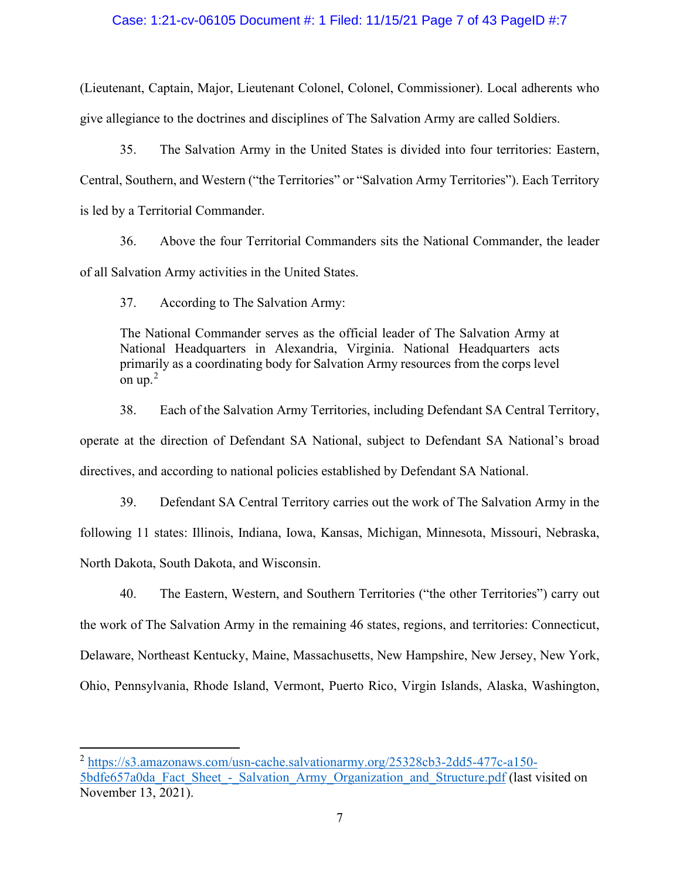(Lieutenant, Captain, Major, Lieutenant Colonel, Colonel, Commissioner). Local adherents who give allegiance to the doctrines and disciplines of The Salvation Army are called Soldiers.

35. The Salvation Army in the United States is divided into four territories: Eastern, Central, Southern, and Western ("the Territories" or "Salvation Army Territories"). Each Territory is led by a Territorial Commander.

36. Above the four Territorial Commanders sits the National Commander, the leader of all Salvation Army activities in the United States.

37. According to The Salvation Army:

> The National Commander serves as the official leader of The Salvation Army at National Headquarters in Alexandria, Virginia. National Headquarters acts primarily as a coordinating body for Salvation Army resources from the corps level on up.[2]

38. Each of the Salvation Army Territories, including Defendant SA Central Territory, operate at the direction of Defendant SA National, subject to Defendant SA National's broad directives, and according to national policies established by Defendant SA National.

39. Defendant SA Central Territory carries out the work of The Salvation Army in the following 11 states: Illinois, Indiana, Iowa, Kansas, Michigan, Minnesota, Missouri, Nebraska, North Dakota, South Dakota, and Wisconsin.

40. The Eastern, Western, and Southern Territories ("the other Territories") carry out the work of The Salvation Army in the remaining 46 states, regions, and territories: Connecticut, Delaware, Northeast Kentucky, Maine, Massachusetts, New Hampshire, New Jersey, New York, Ohio, Pennsylvania, Rhode Island, Vermont, Puerto Rico, Virgin Islands, Alaska, Washington,

---

[2] https://s3.amazonaws.com/usn-cache.salvationarmy.org/25328cb3-2dd5-477c-a150-5bdfe657a0da_Fact_Sheet_-_Salvation_Army_Organization_and_Structure.pdf (last visited on November 13, 2021).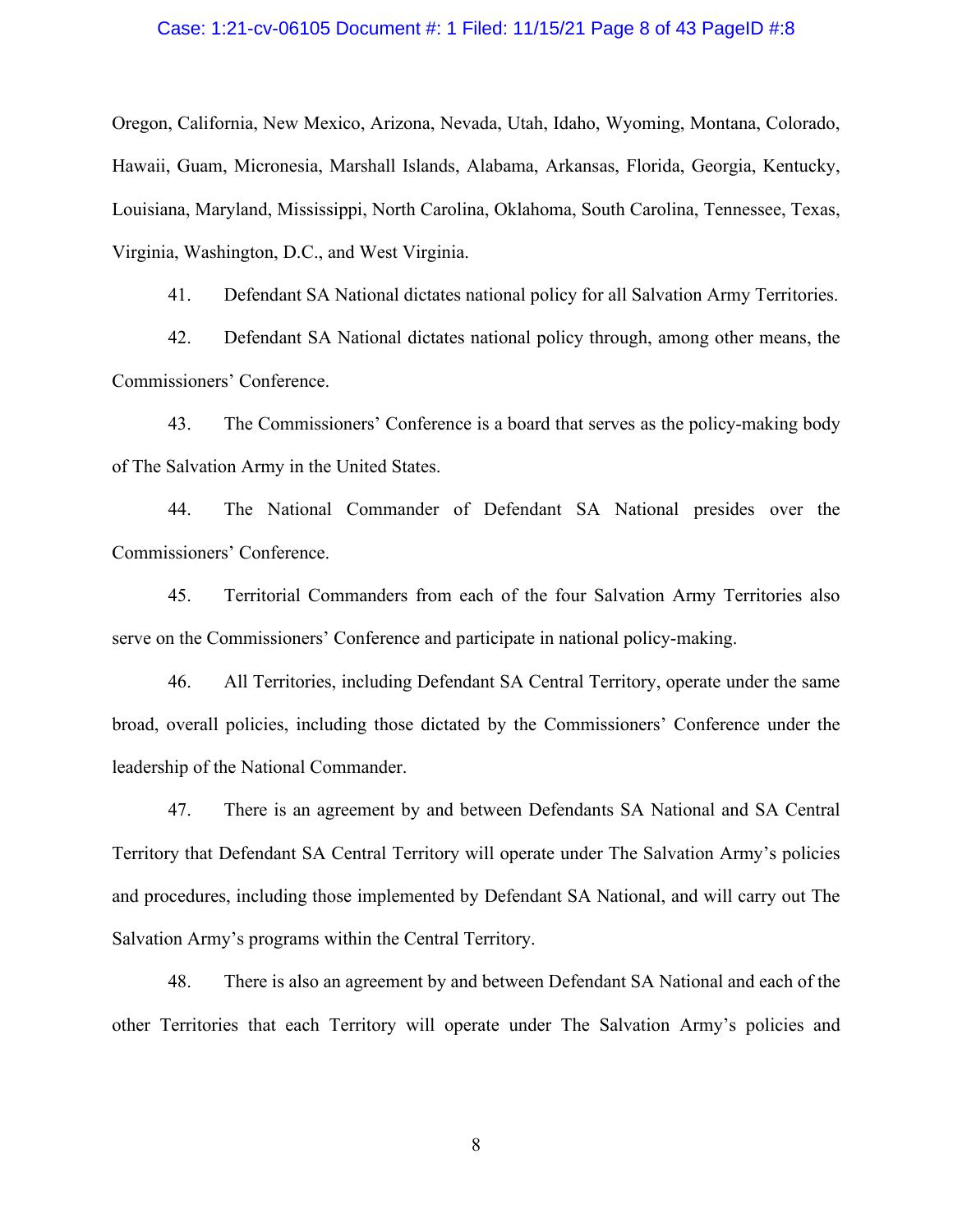Oregon, California, New Mexico, Arizona, Nevada, Utah, Idaho, Wyoming, Montana, Colorado, Hawaii, Guam, Micronesia, Marshall Islands, Alabama, Arkansas, Florida, Georgia, Kentucky, Louisiana, Maryland, Mississippi, North Carolina, Oklahoma, South Carolina, Tennessee, Texas, Virginia, Washington, D.C., and West Virginia.

41. Defendant SA National dictates national policy for all Salvation Army Territories.

42. Defendant SA National dictates national policy through, among other means, the Commissioners' Conference.

43. The Commissioners' Conference is a board that serves as the policy-making body of The Salvation Army in the United States.

44. The National Commander of Defendant SA National presides over the Commissioners' Conference.

45. Territorial Commanders from each of the four Salvation Army Territories also serve on the Commissioners' Conference and participate in national policy-making.

46. All Territories, including Defendant SA Central Territory, operate under the same broad, overall policies, including those dictated by the Commissioners' Conference under the leadership of the National Commander.

47. There is an agreement by and between Defendants SA National and SA Central Territory that Defendant SA Central Territory will operate under The Salvation Army's policies and procedures, including those implemented by Defendant SA National, and will carry out The Salvation Army's programs within the Central Territory.

48. There is also an agreement by and between Defendant SA National and each of the other Territories that each Territory will operate under The Salvation Army's policies and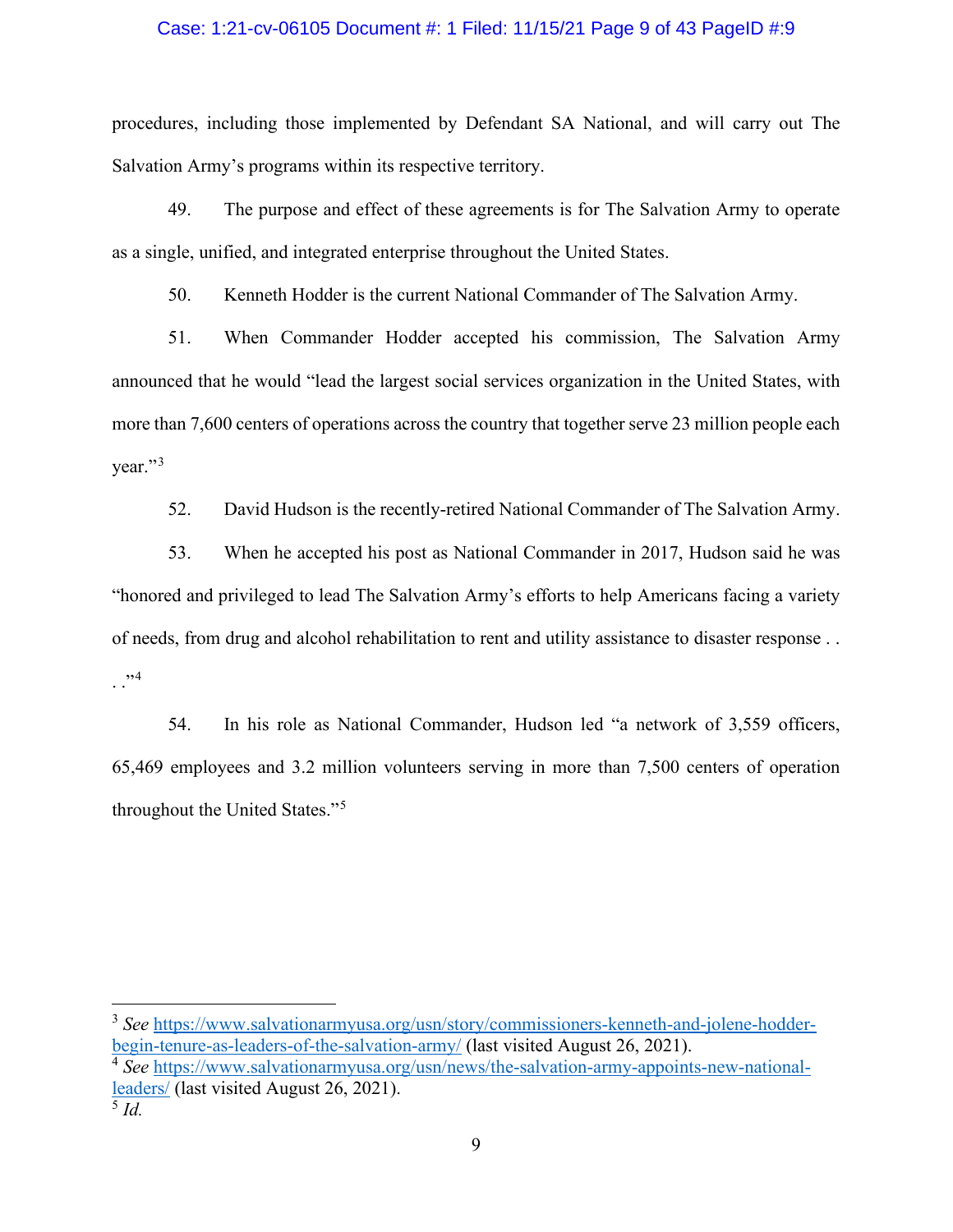procedures, including those implemented by Defendant SA National, and will carry out The Salvation Army's programs within its respective territory.

49. The purpose and effect of these agreements is for The Salvation Army to operate as a single, unified, and integrated enterprise throughout the United States.

50. Kenneth Hodder is the current National Commander of The Salvation Army.

51. When Commander Hodder accepted his commission, The Salvation Army announced that he would "lead the largest social services organization in the United States, with more than 7,600 centers of operations across the country that together serve 23 million people each year."[3]

52. David Hudson is the recently-retired National Commander of The Salvation Army.

53. When he accepted his post as National Commander in 2017, Hudson said he was "honored and privileged to lead The Salvation Army's efforts to help Americans facing a variety of needs, from drug and alcohol rehabilitation to rent and utility assistance to disaster response . . . ."[4]

54. In his role as National Commander, Hudson led "a network of 3,559 officers, 65,469 employees and 3.2 million volunteers serving in more than 7,500 centers of operation throughout the United States."[5]

---

[3] *See* https://www.salvationarmyusa.org/usn/story/commissioners-kenneth-and-jolene-hodder-begin-tenure-as-leaders-of-the-salvation-army/ (last visited August 26, 2021).

[4] *See* https://www.salvationarmyusa.org/usn/news/the-salvation-army-appoints-new-national-leaders/ (last visited August 26, 2021).

[5] *Id.*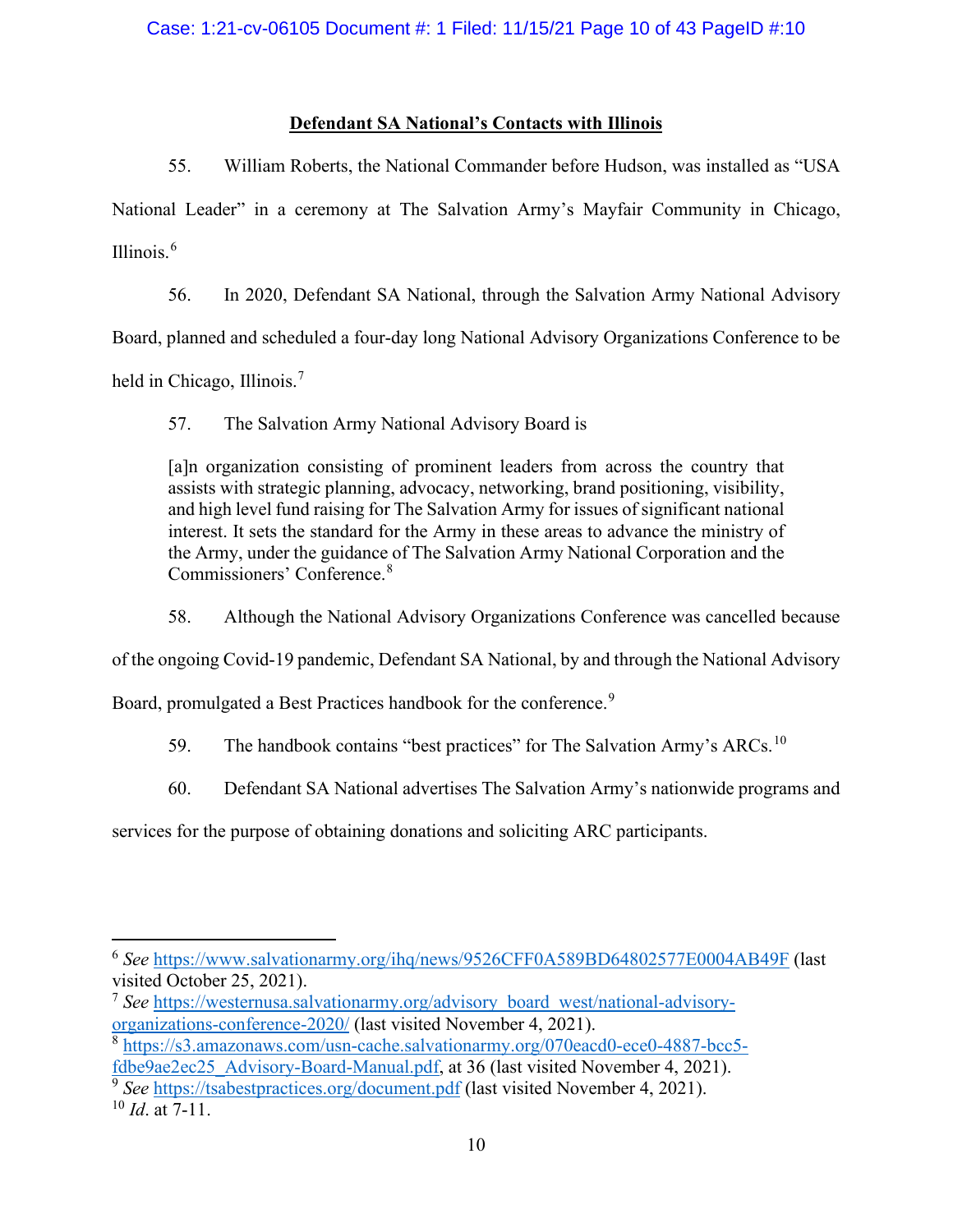## Defendant SA National's Contacts with Illinois

55. William Roberts, the National Commander before Hudson, was installed as "USA National Leader" in a ceremony at The Salvation Army's Mayfair Community in Chicago, Illinois.[6]

56. In 2020, Defendant SA National, through the Salvation Army National Advisory Board, planned and scheduled a four-day long National Advisory Organizations Conference to be held in Chicago, Illinois.[7]

57. The Salvation Army National Advisory Board is

> [a]n organization consisting of prominent leaders from across the country that assists with strategic planning, advocacy, networking, brand positioning, visibility, and high level fund raising for The Salvation Army for issues of significant national interest. It sets the standard for the Army in these areas to advance the ministry of the Army, under the guidance of The Salvation Army National Corporation and the Commissioners' Conference.[8]

58. Although the National Advisory Organizations Conference was cancelled because of the ongoing Covid-19 pandemic, Defendant SA National, by and through the National Advisory Board, promulgated a Best Practices handbook for the conference.[9]

59. The handbook contains "best practices" for The Salvation Army's ARCs.[10]

60. Defendant SA National advertises The Salvation Army's nationwide programs and services for the purpose of obtaining donations and soliciting ARC participants.

---

[6] *See* https://www.salvationarmy.org/ihq/news/9526CFF0A589BD64802577E0004AB49F (last visited October 25, 2021).

[7] *See* https://westernusa.salvationarmy.org/advisory_board_west/national-advisory-organizations-conference-2020/ (last visited November 4, 2021).

[8] https://s3.amazonaws.com/usn-cache.salvationarmy.org/070eacd0-ece0-4887-bcc5-fdbe9ae2ec25_Advisory-Board-Manual.pdf, at 36 (last visited November 4, 2021).

[9] *See* https://tsabestpractices.org/document.pdf (last visited November 4, 2021).

[10] *Id*. at 7-11.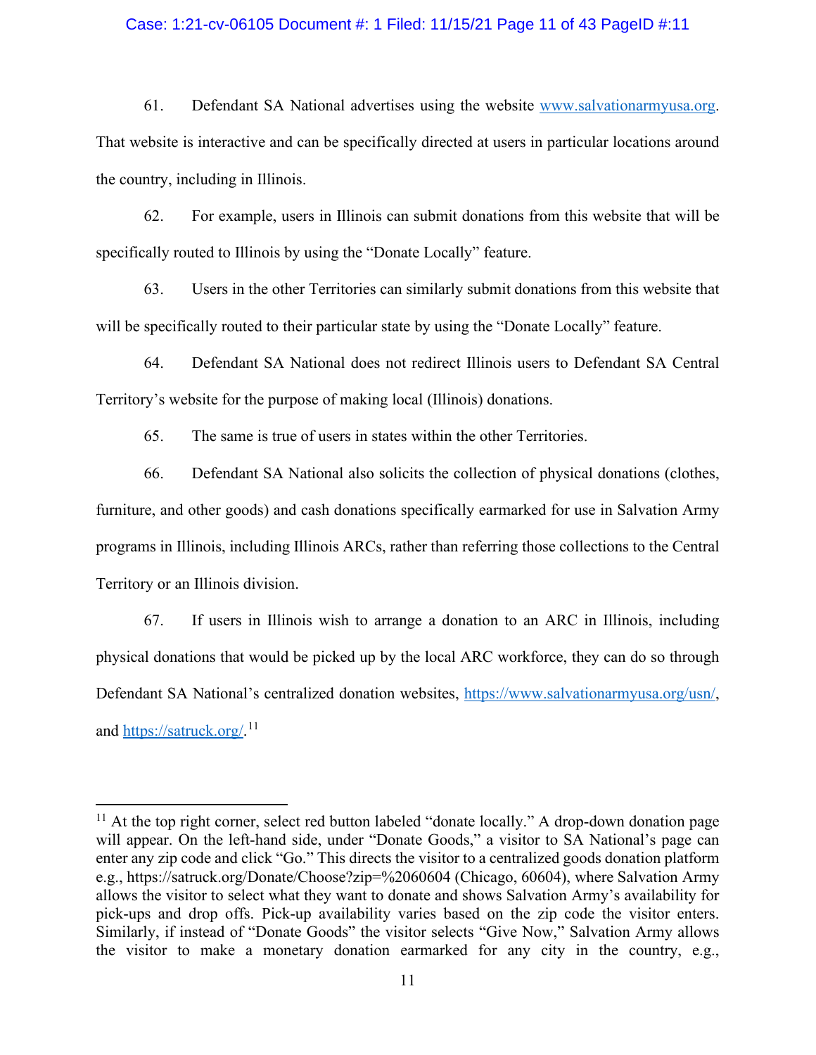61. Defendant SA National advertises using the website www.salvationarmyusa.org. That website is interactive and can be specifically directed at users in particular locations around the country, including in Illinois.

62. For example, users in Illinois can submit donations from this website that will be specifically routed to Illinois by using the "Donate Locally" feature.

63. Users in the other Territories can similarly submit donations from this website that will be specifically routed to their particular state by using the "Donate Locally" feature.

64. Defendant SA National does not redirect Illinois users to Defendant SA Central Territory's website for the purpose of making local (Illinois) donations.

65. The same is true of users in states within the other Territories.

66. Defendant SA National also solicits the collection of physical donations (clothes, furniture, and other goods) and cash donations specifically earmarked for use in Salvation Army programs in Illinois, including Illinois ARCs, rather than referring those collections to the Central Territory or an Illinois division.

67. If users in Illinois wish to arrange a donation to an ARC in Illinois, including physical donations that would be picked up by the local ARC workforce, they can do so through Defendant SA National's centralized donation websites, https://www.salvationarmyusa.org/usn/, and https://satruck.org/.[11]

---

[11] At the top right corner, select red button labeled "donate locally." A drop-down donation page will appear. On the left-hand side, under "Donate Goods," a visitor to SA National's page can enter any zip code and click "Go." This directs the visitor to a centralized goods donation platform e.g., https://satruck.org/Donate/Choose?zip=%2060604 (Chicago, 60604), where Salvation Army allows the visitor to select what they want to donate and shows Salvation Army's availability for pick-ups and drop offs. Pick-up availability varies based on the zip code the visitor enters. Similarly, if instead of "Donate Goods" the visitor selects "Give Now," Salvation Army allows the visitor to make a monetary donation earmarked for any city in the country, e.g.,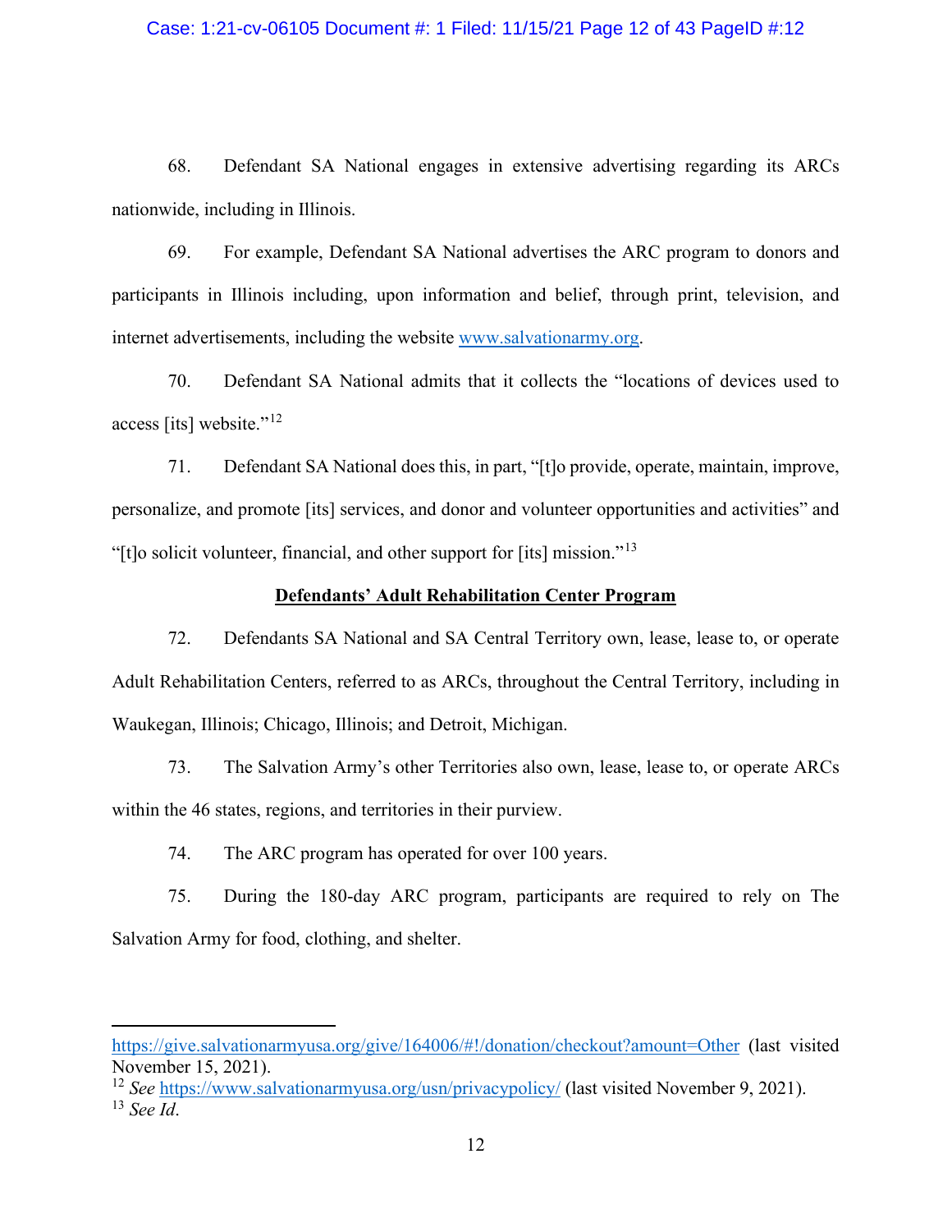68. Defendant SA National engages in extensive advertising regarding its ARCs nationwide, including in Illinois.

69. For example, Defendant SA National advertises the ARC program to donors and participants in Illinois including, upon information and belief, through print, television, and internet advertisements, including the website www.salvationarmy.org.

70. Defendant SA National admits that it collects the "locations of devices used to access [its] website."[12]

71. Defendant SA National does this, in part, "[t]o provide, operate, maintain, improve, personalize, and promote [its] services, and donor and volunteer opportunities and activities" and "[t]o solicit volunteer, financial, and other support for [its] mission."[13]

**Defendants' Adult Rehabilitation Center Program**

72. Defendants SA National and SA Central Territory own, lease, lease to, or operate Adult Rehabilitation Centers, referred to as ARCs, throughout the Central Territory, including in Waukegan, Illinois; Chicago, Illinois; and Detroit, Michigan.

73. The Salvation Army's other Territories also own, lease, lease to, or operate ARCs within the 46 states, regions, and territories in their purview.

74. The ARC program has operated for over 100 years.

75. During the 180-day ARC program, participants are required to rely on The Salvation Army for food, clothing, and shelter.

---

https://give.salvationarmyusa.org/give/164006/#!/donation/checkout?amount=Other (last visited November 15, 2021).

[12] *See* https://www.salvationarmyusa.org/usn/privacypolicy/ (last visited November 9, 2021).

[13] *See Id*.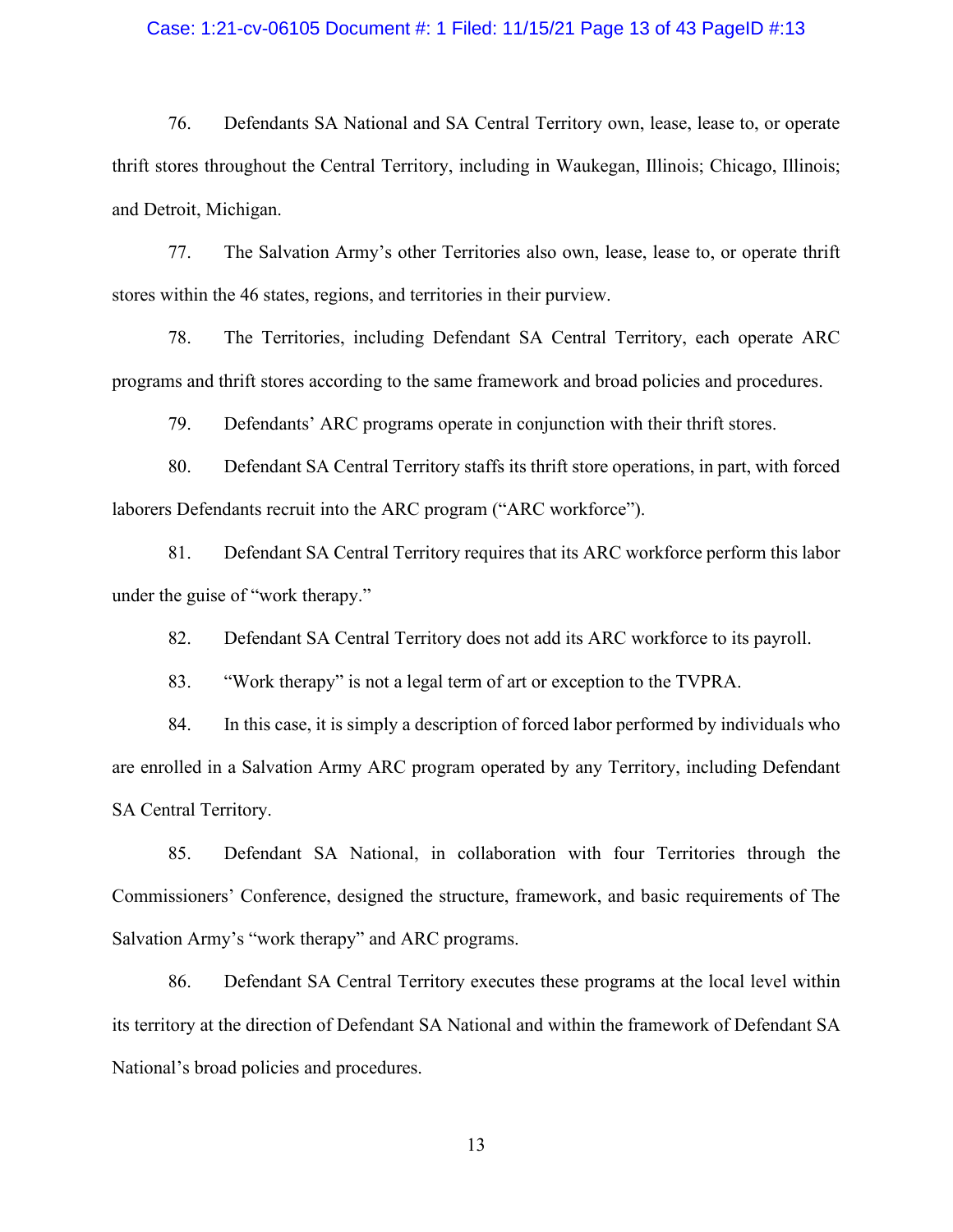76. Defendants SA National and SA Central Territory own, lease, lease to, or operate thrift stores throughout the Central Territory, including in Waukegan, Illinois; Chicago, Illinois; and Detroit, Michigan.

77. The Salvation Army's other Territories also own, lease, lease to, or operate thrift stores within the 46 states, regions, and territories in their purview.

78. The Territories, including Defendant SA Central Territory, each operate ARC programs and thrift stores according to the same framework and broad policies and procedures.

79. Defendants' ARC programs operate in conjunction with their thrift stores.

80. Defendant SA Central Territory staffs its thrift store operations, in part, with forced laborers Defendants recruit into the ARC program ("ARC workforce").

81. Defendant SA Central Territory requires that its ARC workforce perform this labor under the guise of "work therapy."

82. Defendant SA Central Territory does not add its ARC workforce to its payroll.

83. "Work therapy" is not a legal term of art or exception to the TVPRA.

84. In this case, it is simply a description of forced labor performed by individuals who are enrolled in a Salvation Army ARC program operated by any Territory, including Defendant SA Central Territory.

85. Defendant SA National, in collaboration with four Territories through the Commissioners' Conference, designed the structure, framework, and basic requirements of The Salvation Army's "work therapy" and ARC programs.

86. Defendant SA Central Territory executes these programs at the local level within its territory at the direction of Defendant SA National and within the framework of Defendant SA National's broad policies and procedures.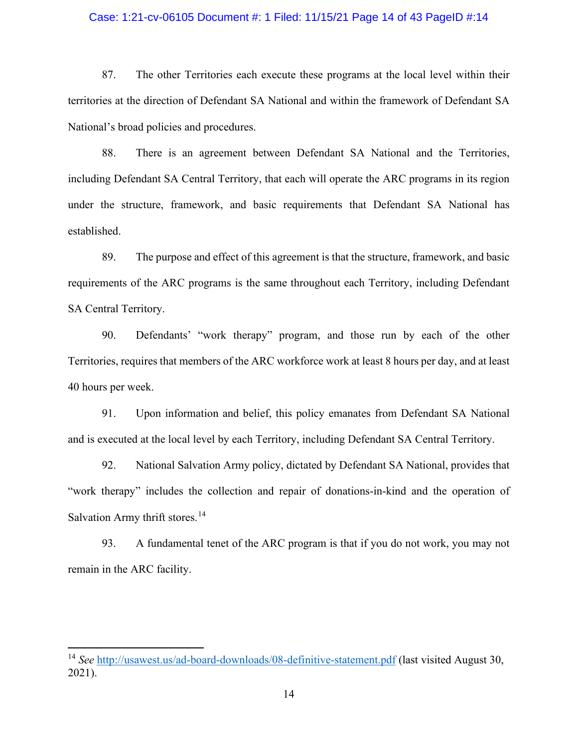87. The other Territories each execute these programs at the local level within their territories at the direction of Defendant SA National and within the framework of Defendant SA National's broad policies and procedures.

88. There is an agreement between Defendant SA National and the Territories, including Defendant SA Central Territory, that each will operate the ARC programs in its region under the structure, framework, and basic requirements that Defendant SA National has established.

89. The purpose and effect of this agreement is that the structure, framework, and basic requirements of the ARC programs is the same throughout each Territory, including Defendant SA Central Territory.

90. Defendants' "work therapy" program, and those run by each of the other Territories, requires that members of the ARC workforce work at least 8 hours per day, and at least 40 hours per week.

91. Upon information and belief, this policy emanates from Defendant SA National and is executed at the local level by each Territory, including Defendant SA Central Territory.

92. National Salvation Army policy, dictated by Defendant SA National, provides that "work therapy" includes the collection and repair of donations-in-kind and the operation of Salvation Army thrift stores.[14]

93. A fundamental tenet of the ARC program is that if you do not work, you may not remain in the ARC facility.

---

[14] *See* http://usawest.us/ad-board-downloads/08-definitive-statement.pdf (last visited August 30, 2021).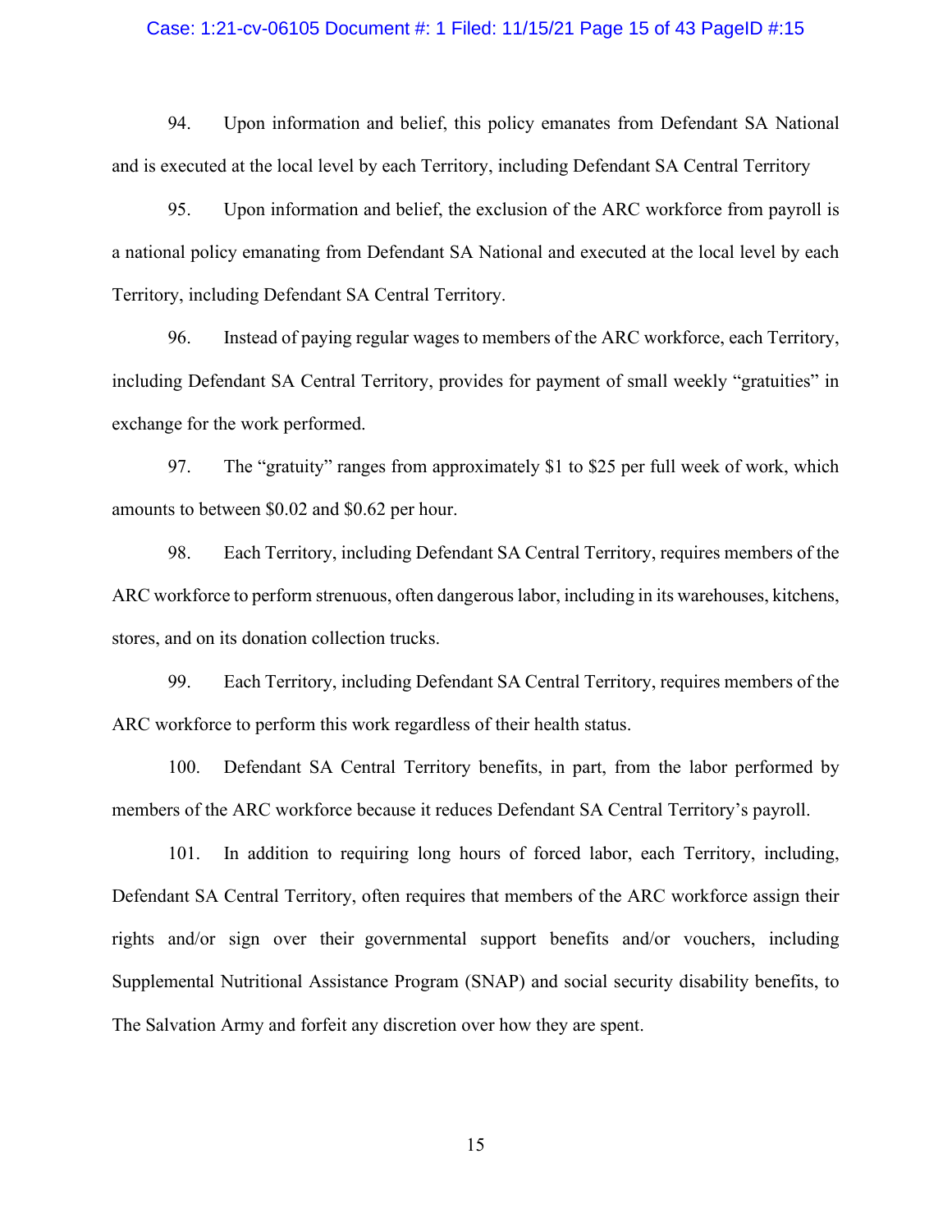94. Upon information and belief, this policy emanates from Defendant SA National and is executed at the local level by each Territory, including Defendant SA Central Territory

95. Upon information and belief, the exclusion of the ARC workforce from payroll is a national policy emanating from Defendant SA National and executed at the local level by each Territory, including Defendant SA Central Territory.

96. Instead of paying regular wages to members of the ARC workforce, each Territory, including Defendant SA Central Territory, provides for payment of small weekly "gratuities" in exchange for the work performed.

97. The "gratuity" ranges from approximately $1 to $25 per full week of work, which amounts to between $0.02 and $0.62 per hour.

98. Each Territory, including Defendant SA Central Territory, requires members of the ARC workforce to perform strenuous, often dangerous labor, including in its warehouses, kitchens, stores, and on its donation collection trucks.

99. Each Territory, including Defendant SA Central Territory, requires members of the ARC workforce to perform this work regardless of their health status.

100. Defendant SA Central Territory benefits, in part, from the labor performed by members of the ARC workforce because it reduces Defendant SA Central Territory's payroll.

101. In addition to requiring long hours of forced labor, each Territory, including, Defendant SA Central Territory, often requires that members of the ARC workforce assign their rights and/or sign over their governmental support benefits and/or vouchers, including Supplemental Nutritional Assistance Program (SNAP) and social security disability benefits, to The Salvation Army and forfeit any discretion over how they are spent.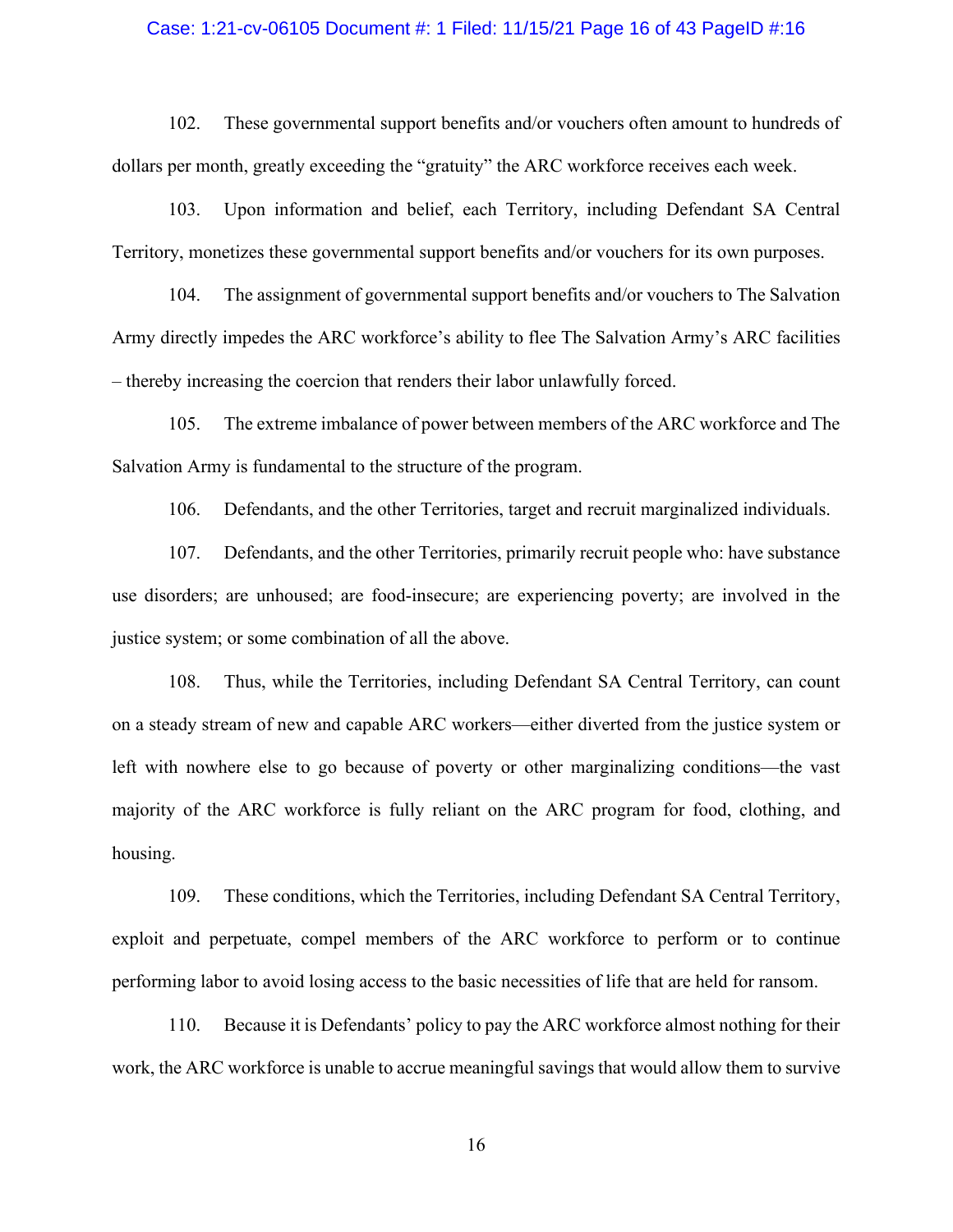102. These governmental support benefits and/or vouchers often amount to hundreds of dollars per month, greatly exceeding the "gratuity" the ARC workforce receives each week.

103. Upon information and belief, each Territory, including Defendant SA Central Territory, monetizes these governmental support benefits and/or vouchers for its own purposes.

104. The assignment of governmental support benefits and/or vouchers to The Salvation Army directly impedes the ARC workforce's ability to flee The Salvation Army's ARC facilities – thereby increasing the coercion that renders their labor unlawfully forced.

105. The extreme imbalance of power between members of the ARC workforce and The Salvation Army is fundamental to the structure of the program.

106. Defendants, and the other Territories, target and recruit marginalized individuals.

107. Defendants, and the other Territories, primarily recruit people who: have substance use disorders; are unhoused; are food-insecure; are experiencing poverty; are involved in the justice system; or some combination of all the above.

108. Thus, while the Territories, including Defendant SA Central Territory, can count on a steady stream of new and capable ARC workers—either diverted from the justice system or left with nowhere else to go because of poverty or other marginalizing conditions—the vast majority of the ARC workforce is fully reliant on the ARC program for food, clothing, and housing.

109. These conditions, which the Territories, including Defendant SA Central Territory, exploit and perpetuate, compel members of the ARC workforce to perform or to continue performing labor to avoid losing access to the basic necessities of life that are held for ransom.

110. Because it is Defendants' policy to pay the ARC workforce almost nothing for their work, the ARC workforce is unable to accrue meaningful savings that would allow them to survive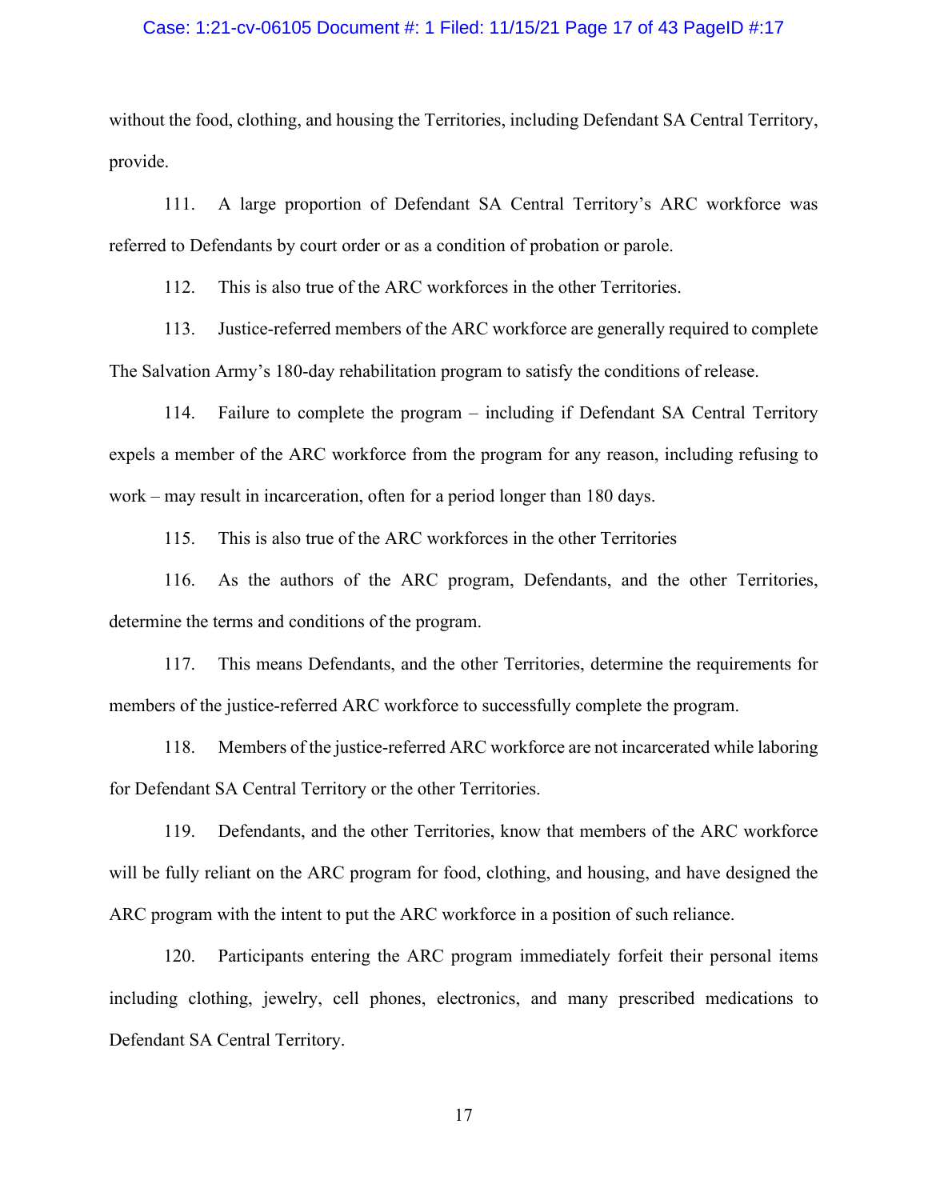without the food, clothing, and housing the Territories, including Defendant SA Central Territory, provide.

111. A large proportion of Defendant SA Central Territory's ARC workforce was referred to Defendants by court order or as a condition of probation or parole.

112. This is also true of the ARC workforces in the other Territories.

113. Justice-referred members of the ARC workforce are generally required to complete The Salvation Army's 180-day rehabilitation program to satisfy the conditions of release.

114. Failure to complete the program – including if Defendant SA Central Territory expels a member of the ARC workforce from the program for any reason, including refusing to work – may result in incarceration, often for a period longer than 180 days.

115. This is also true of the ARC workforces in the other Territories

116. As the authors of the ARC program, Defendants, and the other Territories, determine the terms and conditions of the program.

117. This means Defendants, and the other Territories, determine the requirements for members of the justice-referred ARC workforce to successfully complete the program.

118. Members of the justice-referred ARC workforce are not incarcerated while laboring for Defendant SA Central Territory or the other Territories.

119. Defendants, and the other Territories, know that members of the ARC workforce will be fully reliant on the ARC program for food, clothing, and housing, and have designed the ARC program with the intent to put the ARC workforce in a position of such reliance.

120. Participants entering the ARC program immediately forfeit their personal items including clothing, jewelry, cell phones, electronics, and many prescribed medications to Defendant SA Central Territory.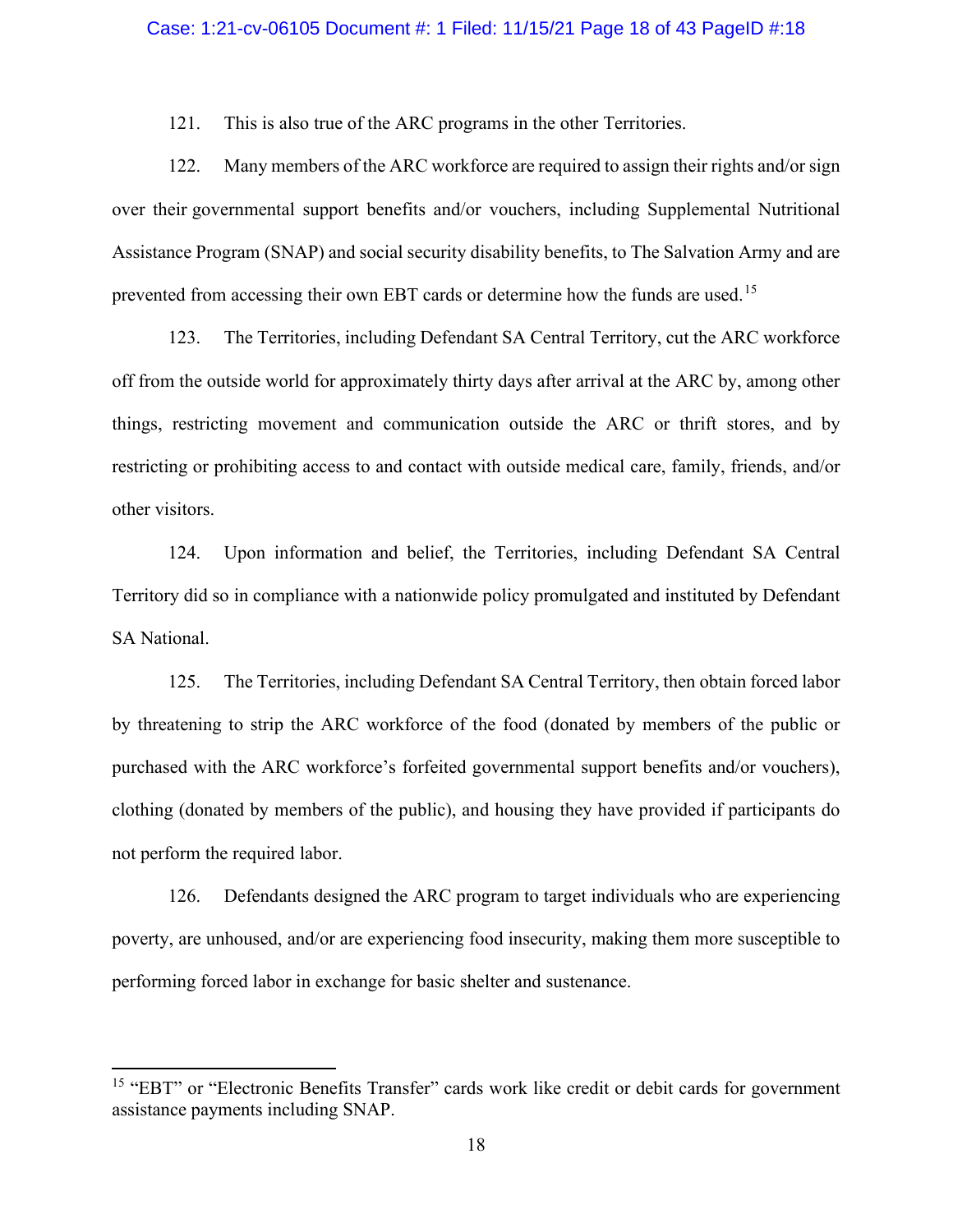121. This is also true of the ARC programs in the other Territories.

122. Many members of the ARC workforce are required to assign their rights and/or sign over their governmental support benefits and/or vouchers, including Supplemental Nutritional Assistance Program (SNAP) and social security disability benefits, to The Salvation Army and are prevented from accessing their own EBT cards or determine how the funds are used.[15]

123. The Territories, including Defendant SA Central Territory, cut the ARC workforce off from the outside world for approximately thirty days after arrival at the ARC by, among other things, restricting movement and communication outside the ARC or thrift stores, and by restricting or prohibiting access to and contact with outside medical care, family, friends, and/or other visitors.

124. Upon information and belief, the Territories, including Defendant SA Central Territory did so in compliance with a nationwide policy promulgated and instituted by Defendant SA National.

125. The Territories, including Defendant SA Central Territory, then obtain forced labor by threatening to strip the ARC workforce of the food (donated by members of the public or purchased with the ARC workforce's forfeited governmental support benefits and/or vouchers), clothing (donated by members of the public), and housing they have provided if participants do not perform the required labor.

126. Defendants designed the ARC program to target individuals who are experiencing poverty, are unhoused, and/or are experiencing food insecurity, making them more susceptible to performing forced labor in exchange for basic shelter and sustenance.

---

[15] "EBT" or "Electronic Benefits Transfer" cards work like credit or debit cards for government assistance payments including SNAP.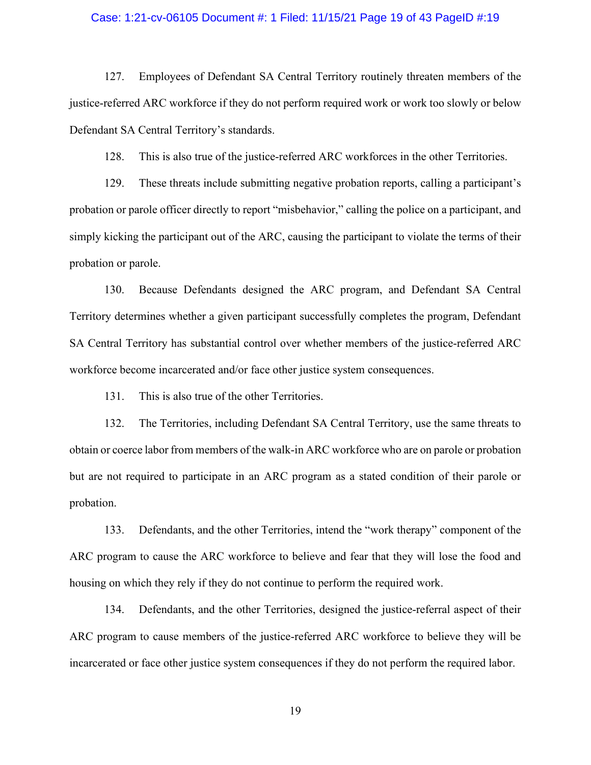127. Employees of Defendant SA Central Territory routinely threaten members of the justice-referred ARC workforce if they do not perform required work or work too slowly or below Defendant SA Central Territory's standards.

128. This is also true of the justice-referred ARC workforces in the other Territories.

129. These threats include submitting negative probation reports, calling a participant's probation or parole officer directly to report "misbehavior," calling the police on a participant, and simply kicking the participant out of the ARC, causing the participant to violate the terms of their probation or parole.

130. Because Defendants designed the ARC program, and Defendant SA Central Territory determines whether a given participant successfully completes the program, Defendant SA Central Territory has substantial control over whether members of the justice-referred ARC workforce become incarcerated and/or face other justice system consequences.

131. This is also true of the other Territories.

132. The Territories, including Defendant SA Central Territory, use the same threats to obtain or coerce labor from members of the walk-in ARC workforce who are on parole or probation but are not required to participate in an ARC program as a stated condition of their parole or probation.

133. Defendants, and the other Territories, intend the "work therapy" component of the ARC program to cause the ARC workforce to believe and fear that they will lose the food and housing on which they rely if they do not continue to perform the required work.

134. Defendants, and the other Territories, designed the justice-referral aspect of their ARC program to cause members of the justice-referred ARC workforce to believe they will be incarcerated or face other justice system consequences if they do not perform the required labor.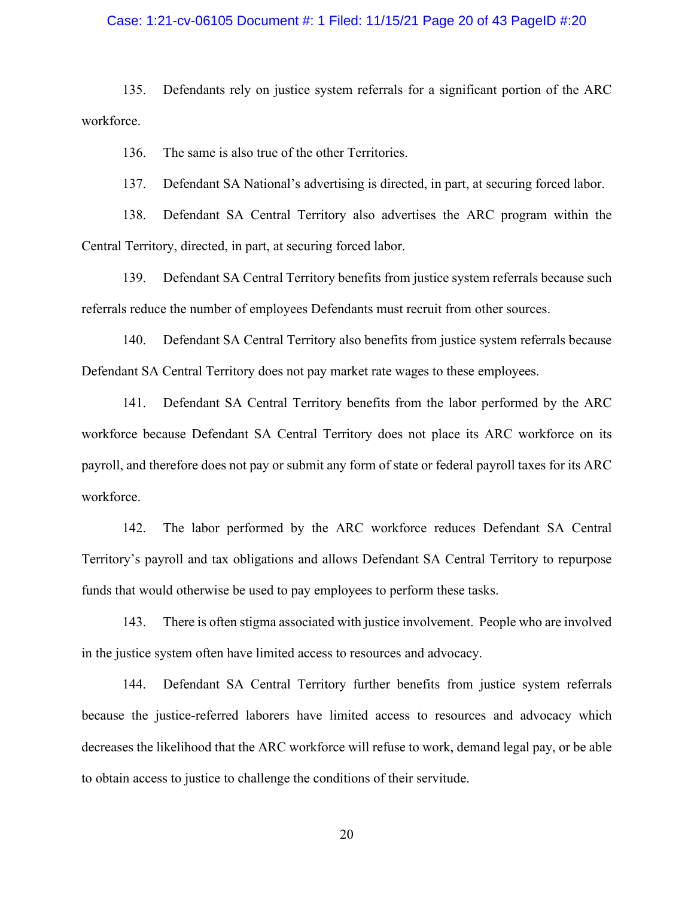135. Defendants rely on justice system referrals for a significant portion of the ARC workforce.

136. The same is also true of the other Territories.

137. Defendant SA National's advertising is directed, in part, at securing forced labor.

138. Defendant SA Central Territory also advertises the ARC program within the Central Territory, directed, in part, at securing forced labor.

139. Defendant SA Central Territory benefits from justice system referrals because such referrals reduce the number of employees Defendants must recruit from other sources.

140. Defendant SA Central Territory also benefits from justice system referrals because Defendant SA Central Territory does not pay market rate wages to these employees.

141. Defendant SA Central Territory benefits from the labor performed by the ARC workforce because Defendant SA Central Territory does not place its ARC workforce on its payroll, and therefore does not pay or submit any form of state or federal payroll taxes for its ARC workforce.

142. The labor performed by the ARC workforce reduces Defendant SA Central Territory's payroll and tax obligations and allows Defendant SA Central Territory to repurpose funds that would otherwise be used to pay employees to perform these tasks.

143. There is often stigma associated with justice involvement. People who are involved in the justice system often have limited access to resources and advocacy.

144. Defendant SA Central Territory further benefits from justice system referrals because the justice-referred laborers have limited access to resources and advocacy which decreases the likelihood that the ARC workforce will refuse to work, demand legal pay, or be able to obtain access to justice to challenge the conditions of their servitude.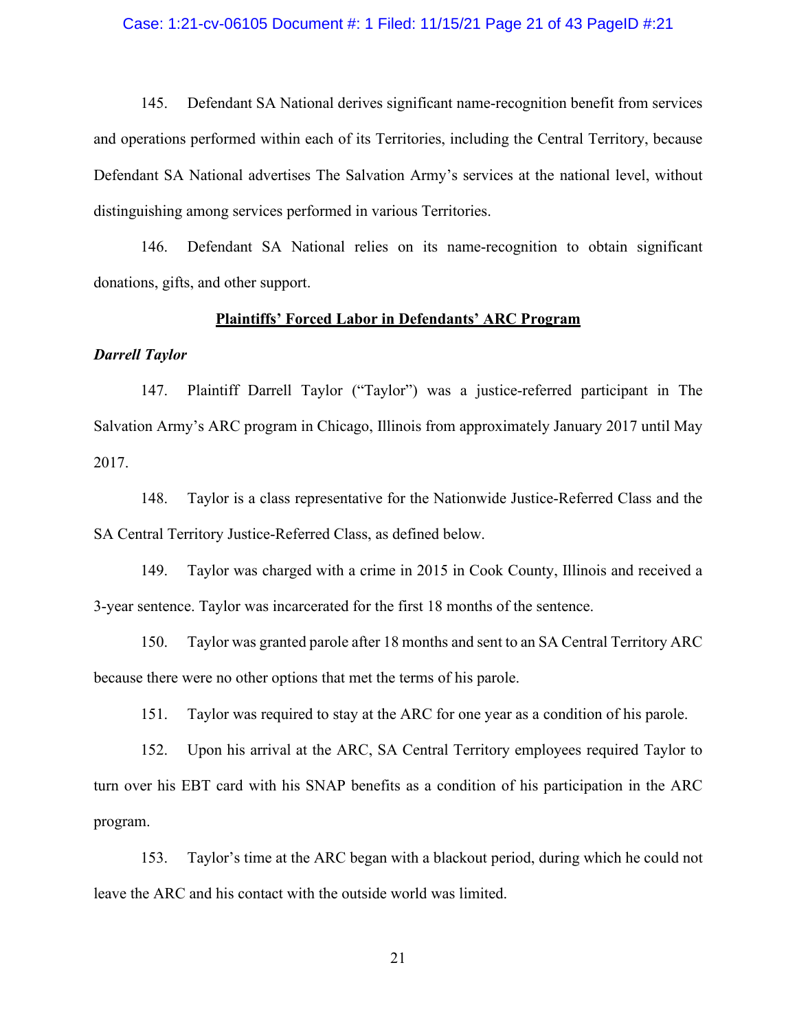145. Defendant SA National derives significant name-recognition benefit from services and operations performed within each of its Territories, including the Central Territory, because Defendant SA National advertises The Salvation Army's services at the national level, without distinguishing among services performed in various Territories.

146. Defendant SA National relies on its name-recognition to obtain significant donations, gifts, and other support.

**<u>Plaintiffs' Forced Labor in Defendants' ARC Program</u>**

***Darrell Taylor***

147. Plaintiff Darrell Taylor ("Taylor") was a justice-referred participant in The Salvation Army's ARC program in Chicago, Illinois from approximately January 2017 until May 2017.

148. Taylor is a class representative for the Nationwide Justice-Referred Class and the SA Central Territory Justice-Referred Class, as defined below.

149. Taylor was charged with a crime in 2015 in Cook County, Illinois and received a 3-year sentence. Taylor was incarcerated for the first 18 months of the sentence.

150. Taylor was granted parole after 18 months and sent to an SA Central Territory ARC because there were no other options that met the terms of his parole.

151. Taylor was required to stay at the ARC for one year as a condition of his parole.

152. Upon his arrival at the ARC, SA Central Territory employees required Taylor to turn over his EBT card with his SNAP benefits as a condition of his participation in the ARC program.

153. Taylor's time at the ARC began with a blackout period, during which he could not leave the ARC and his contact with the outside world was limited.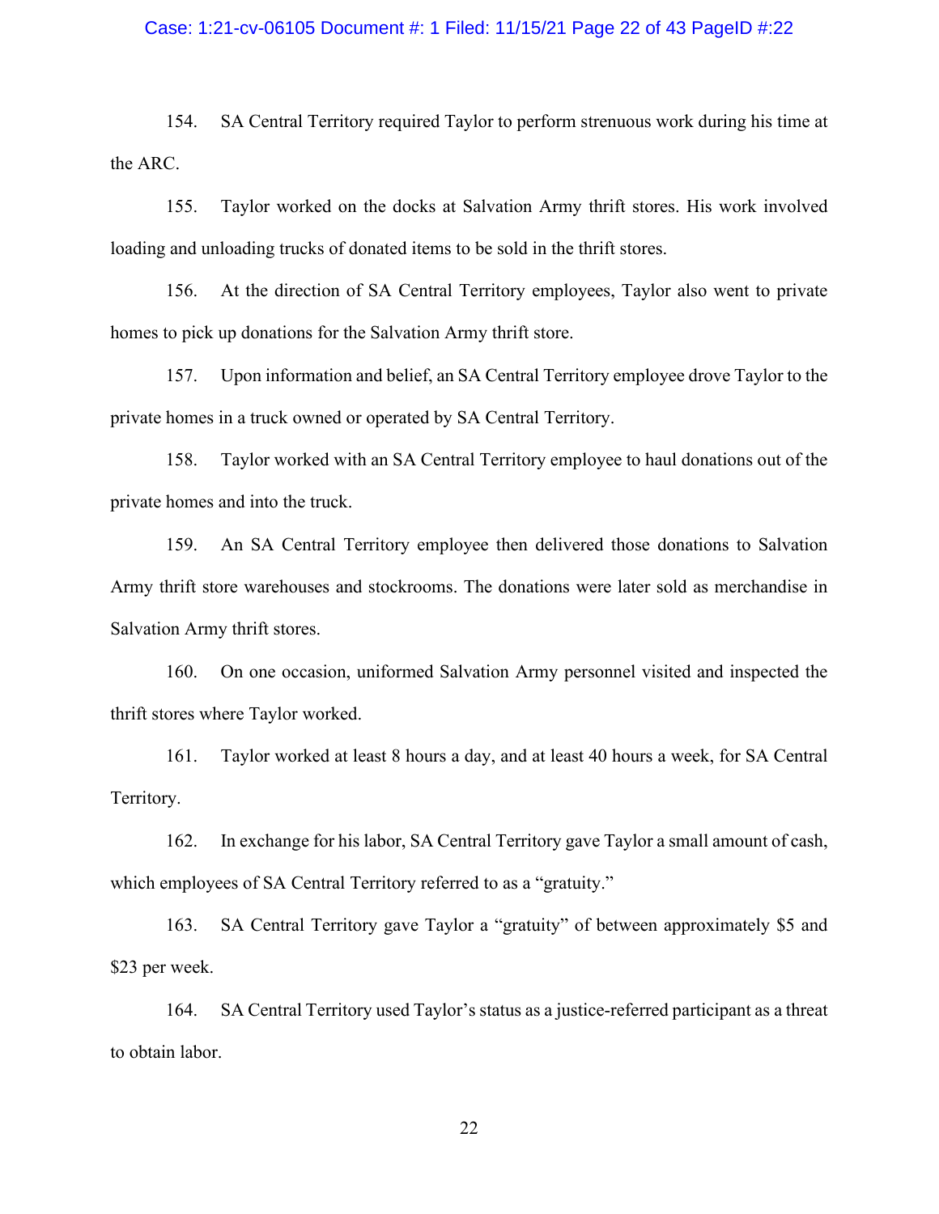154. SA Central Territory required Taylor to perform strenuous work during his time at the ARC.

155. Taylor worked on the docks at Salvation Army thrift stores. His work involved loading and unloading trucks of donated items to be sold in the thrift stores.

156. At the direction of SA Central Territory employees, Taylor also went to private homes to pick up donations for the Salvation Army thrift store.

157. Upon information and belief, an SA Central Territory employee drove Taylor to the private homes in a truck owned or operated by SA Central Territory.

158. Taylor worked with an SA Central Territory employee to haul donations out of the private homes and into the truck.

159. An SA Central Territory employee then delivered those donations to Salvation Army thrift store warehouses and stockrooms. The donations were later sold as merchandise in Salvation Army thrift stores.

160. On one occasion, uniformed Salvation Army personnel visited and inspected the thrift stores where Taylor worked.

161. Taylor worked at least 8 hours a day, and at least 40 hours a week, for SA Central Territory.

162. In exchange for his labor, SA Central Territory gave Taylor a small amount of cash, which employees of SA Central Territory referred to as a "gratuity."

163. SA Central Territory gave Taylor a "gratuity" of between approximately $5 and $23 per week.

164. SA Central Territory used Taylor's status as a justice-referred participant as a threat to obtain labor.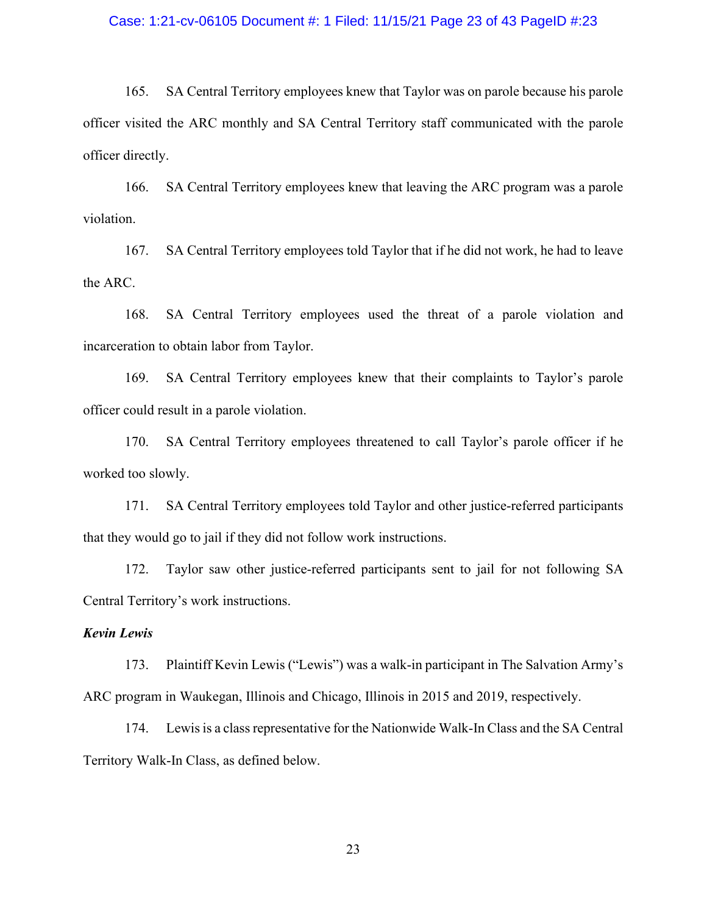165. SA Central Territory employees knew that Taylor was on parole because his parole officer visited the ARC monthly and SA Central Territory staff communicated with the parole officer directly.

166. SA Central Territory employees knew that leaving the ARC program was a parole violation.

167. SA Central Territory employees told Taylor that if he did not work, he had to leave the ARC.

168. SA Central Territory employees used the threat of a parole violation and incarceration to obtain labor from Taylor.

169. SA Central Territory employees knew that their complaints to Taylor's parole officer could result in a parole violation.

170. SA Central Territory employees threatened to call Taylor's parole officer if he worked too slowly.

171. SA Central Territory employees told Taylor and other justice-referred participants that they would go to jail if they did not follow work instructions.

172. Taylor saw other justice-referred participants sent to jail for not following SA Central Territory's work instructions.

***Kevin Lewis***

173. Plaintiff Kevin Lewis ("Lewis") was a walk-in participant in The Salvation Army's ARC program in Waukegan, Illinois and Chicago, Illinois in 2015 and 2019, respectively.

174. Lewis is a class representative for the Nationwide Walk-In Class and the SA Central Territory Walk-In Class, as defined below.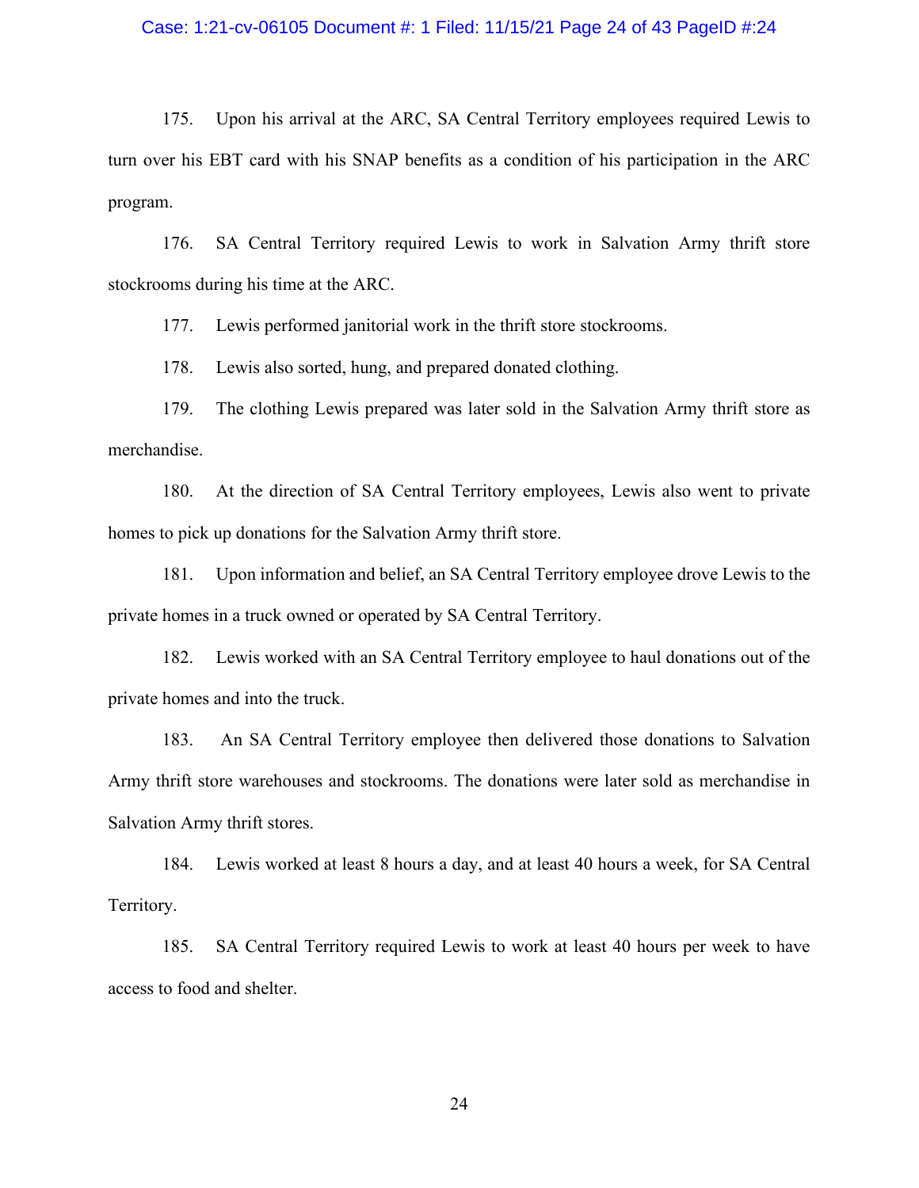175. Upon his arrival at the ARC, SA Central Territory employees required Lewis to turn over his EBT card with his SNAP benefits as a condition of his participation in the ARC program.

176. SA Central Territory required Lewis to work in Salvation Army thrift store stockrooms during his time at the ARC.

177. Lewis performed janitorial work in the thrift store stockrooms.

178. Lewis also sorted, hung, and prepared donated clothing.

179. The clothing Lewis prepared was later sold in the Salvation Army thrift store as merchandise.

180. At the direction of SA Central Territory employees, Lewis also went to private homes to pick up donations for the Salvation Army thrift store.

181. Upon information and belief, an SA Central Territory employee drove Lewis to the private homes in a truck owned or operated by SA Central Territory.

182. Lewis worked with an SA Central Territory employee to haul donations out of the private homes and into the truck.

183. An SA Central Territory employee then delivered those donations to Salvation Army thrift store warehouses and stockrooms. The donations were later sold as merchandise in Salvation Army thrift stores.

184. Lewis worked at least 8 hours a day, and at least 40 hours a week, for SA Central Territory.

185. SA Central Territory required Lewis to work at least 40 hours per week to have access to food and shelter.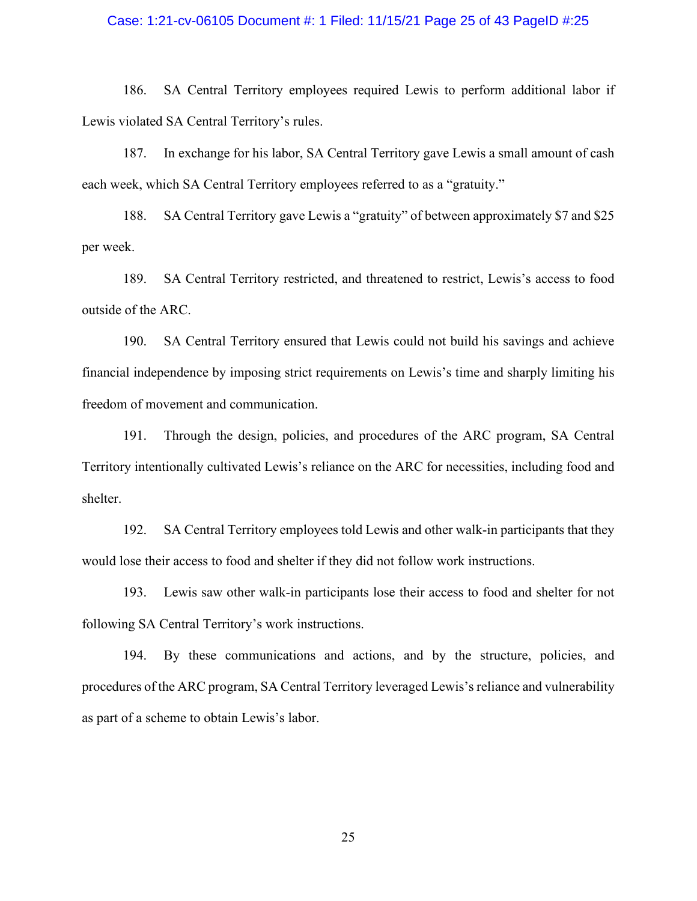186. SA Central Territory employees required Lewis to perform additional labor if Lewis violated SA Central Territory's rules.

187. In exchange for his labor, SA Central Territory gave Lewis a small amount of cash each week, which SA Central Territory employees referred to as a "gratuity."

188. SA Central Territory gave Lewis a "gratuity" of between approximately $7 and $25 per week.

189. SA Central Territory restricted, and threatened to restrict, Lewis's access to food outside of the ARC.

190. SA Central Territory ensured that Lewis could not build his savings and achieve financial independence by imposing strict requirements on Lewis's time and sharply limiting his freedom of movement and communication.

191. Through the design, policies, and procedures of the ARC program, SA Central Territory intentionally cultivated Lewis's reliance on the ARC for necessities, including food and shelter.

192. SA Central Territory employees told Lewis and other walk-in participants that they would lose their access to food and shelter if they did not follow work instructions.

193. Lewis saw other walk-in participants lose their access to food and shelter for not following SA Central Territory's work instructions.

194. By these communications and actions, and by the structure, policies, and procedures of the ARC program, SA Central Territory leveraged Lewis's reliance and vulnerability as part of a scheme to obtain Lewis's labor.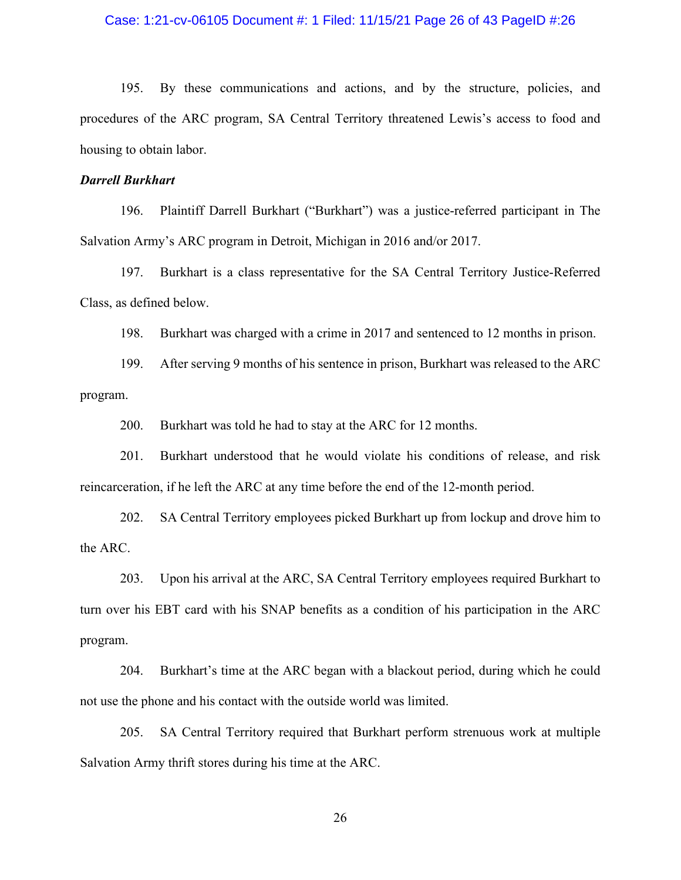195. By these communications and actions, and by the structure, policies, and procedures of the ARC program, SA Central Territory threatened Lewis's access to food and housing to obtain labor.

***Darrell Burkhart***

196. Plaintiff Darrell Burkhart ("Burkhart") was a justice-referred participant in The Salvation Army's ARC program in Detroit, Michigan in 2016 and/or 2017.

197. Burkhart is a class representative for the SA Central Territory Justice-Referred Class, as defined below.

198. Burkhart was charged with a crime in 2017 and sentenced to 12 months in prison.

199. After serving 9 months of his sentence in prison, Burkhart was released to the ARC program.

200. Burkhart was told he had to stay at the ARC for 12 months.

201. Burkhart understood that he would violate his conditions of release, and risk reincarceration, if he left the ARC at any time before the end of the 12-month period.

202. SA Central Territory employees picked Burkhart up from lockup and drove him to the ARC.

203. Upon his arrival at the ARC, SA Central Territory employees required Burkhart to turn over his EBT card with his SNAP benefits as a condition of his participation in the ARC program.

204. Burkhart's time at the ARC began with a blackout period, during which he could not use the phone and his contact with the outside world was limited.

205. SA Central Territory required that Burkhart perform strenuous work at multiple Salvation Army thrift stores during his time at the ARC.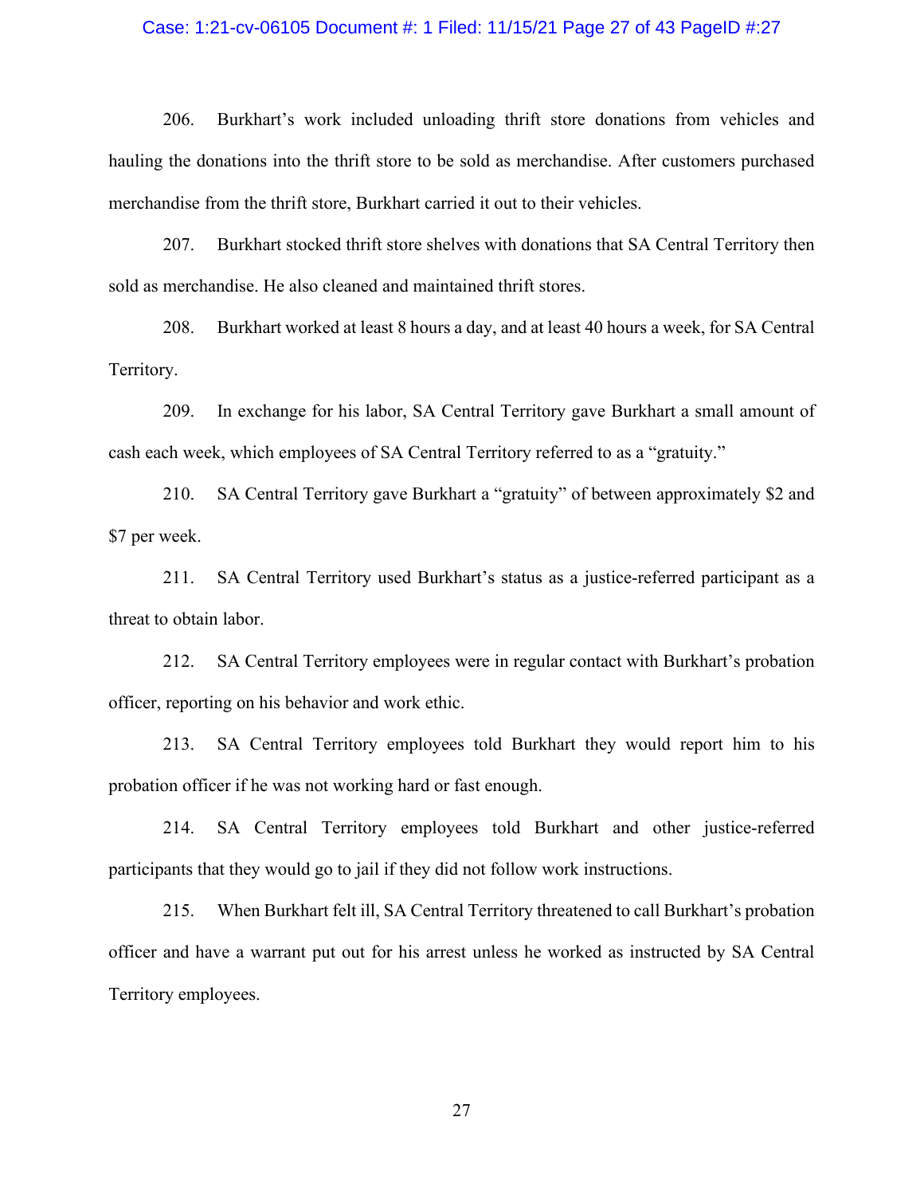206. Burkhart's work included unloading thrift store donations from vehicles and hauling the donations into the thrift store to be sold as merchandise. After customers purchased merchandise from the thrift store, Burkhart carried it out to their vehicles.

207. Burkhart stocked thrift store shelves with donations that SA Central Territory then sold as merchandise. He also cleaned and maintained thrift stores.

208. Burkhart worked at least 8 hours a day, and at least 40 hours a week, for SA Central Territory.

209. In exchange for his labor, SA Central Territory gave Burkhart a small amount of cash each week, which employees of SA Central Territory referred to as a "gratuity."

210. SA Central Territory gave Burkhart a "gratuity" of between approximately $2 and $7 per week.

211. SA Central Territory used Burkhart's status as a justice-referred participant as a threat to obtain labor.

212. SA Central Territory employees were in regular contact with Burkhart's probation officer, reporting on his behavior and work ethic.

213. SA Central Territory employees told Burkhart they would report him to his probation officer if he was not working hard or fast enough.

214. SA Central Territory employees told Burkhart and other justice-referred participants that they would go to jail if they did not follow work instructions.

215. When Burkhart felt ill, SA Central Territory threatened to call Burkhart's probation officer and have a warrant put out for his arrest unless he worked as instructed by SA Central Territory employees.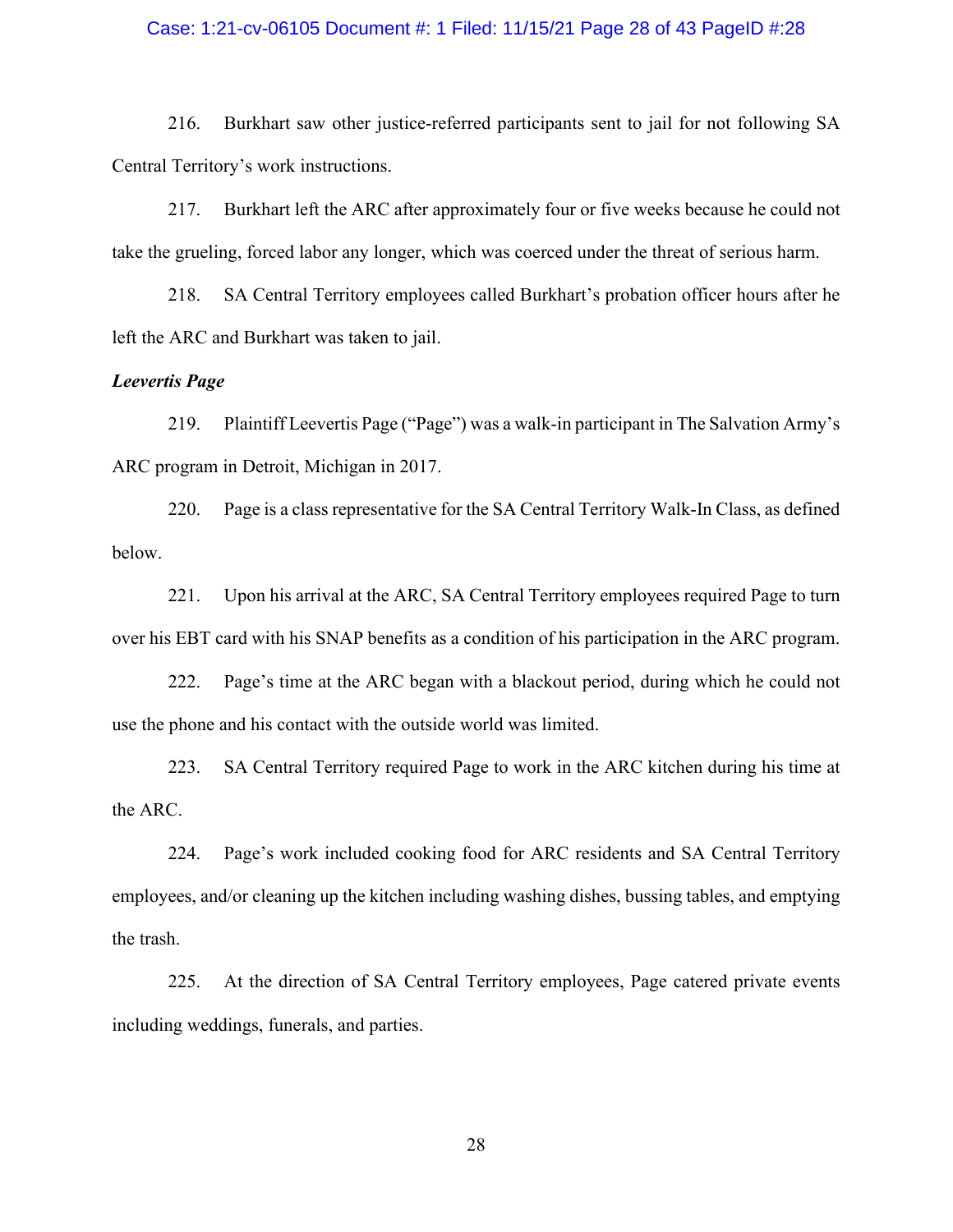216. Burkhart saw other justice-referred participants sent to jail for not following SA Central Territory's work instructions.

217. Burkhart left the ARC after approximately four or five weeks because he could not take the grueling, forced labor any longer, which was coerced under the threat of serious harm.

218. SA Central Territory employees called Burkhart's probation officer hours after he left the ARC and Burkhart was taken to jail.

***Leevertis Page***

219. Plaintiff Leevertis Page ("Page") was a walk-in participant in The Salvation Army's ARC program in Detroit, Michigan in 2017.

220. Page is a class representative for the SA Central Territory Walk-In Class, as defined below.

221. Upon his arrival at the ARC, SA Central Territory employees required Page to turn over his EBT card with his SNAP benefits as a condition of his participation in the ARC program.

222. Page's time at the ARC began with a blackout period, during which he could not use the phone and his contact with the outside world was limited.

223. SA Central Territory required Page to work in the ARC kitchen during his time at the ARC.

224. Page's work included cooking food for ARC residents and SA Central Territory employees, and/or cleaning up the kitchen including washing dishes, bussing tables, and emptying the trash.

225. At the direction of SA Central Territory employees, Page catered private events including weddings, funerals, and parties.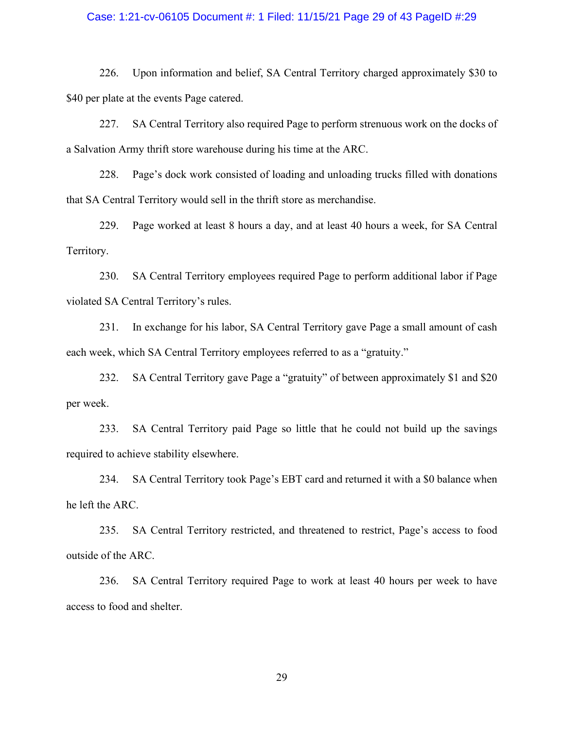226. Upon information and belief, SA Central Territory charged approximately $30 to $40 per plate at the events Page catered.

227. SA Central Territory also required Page to perform strenuous work on the docks of a Salvation Army thrift store warehouse during his time at the ARC.

228. Page's dock work consisted of loading and unloading trucks filled with donations that SA Central Territory would sell in the thrift store as merchandise.

229. Page worked at least 8 hours a day, and at least 40 hours a week, for SA Central Territory.

230. SA Central Territory employees required Page to perform additional labor if Page violated SA Central Territory's rules.

231. In exchange for his labor, SA Central Territory gave Page a small amount of cash each week, which SA Central Territory employees referred to as a "gratuity."

232. SA Central Territory gave Page a "gratuity" of between approximately $1 and $20 per week.

233. SA Central Territory paid Page so little that he could not build up the savings required to achieve stability elsewhere.

234. SA Central Territory took Page's EBT card and returned it with a $0 balance when he left the ARC.

235. SA Central Territory restricted, and threatened to restrict, Page's access to food outside of the ARC.

236. SA Central Territory required Page to work at least 40 hours per week to have access to food and shelter.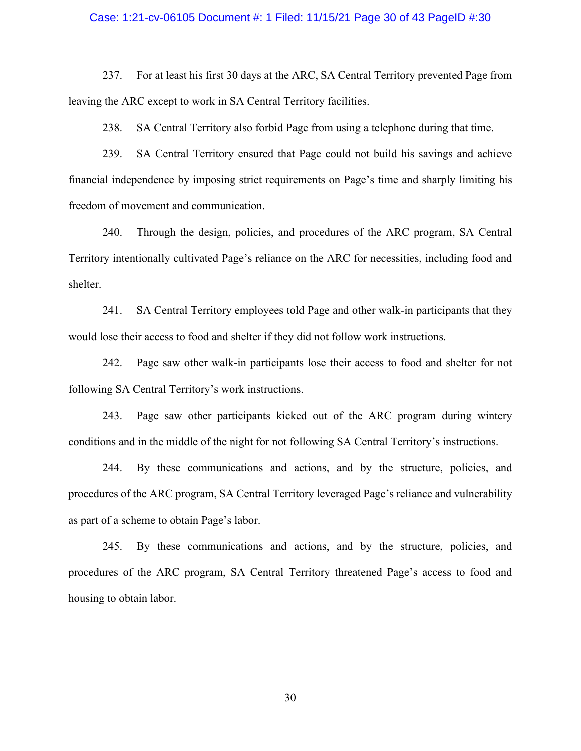237. For at least his first 30 days at the ARC, SA Central Territory prevented Page from leaving the ARC except to work in SA Central Territory facilities.

238. SA Central Territory also forbid Page from using a telephone during that time.

239. SA Central Territory ensured that Page could not build his savings and achieve financial independence by imposing strict requirements on Page's time and sharply limiting his freedom of movement and communication.

240. Through the design, policies, and procedures of the ARC program, SA Central Territory intentionally cultivated Page's reliance on the ARC for necessities, including food and shelter.

241. SA Central Territory employees told Page and other walk-in participants that they would lose their access to food and shelter if they did not follow work instructions.

242. Page saw other walk-in participants lose their access to food and shelter for not following SA Central Territory's work instructions.

243. Page saw other participants kicked out of the ARC program during wintery conditions and in the middle of the night for not following SA Central Territory's instructions.

244. By these communications and actions, and by the structure, policies, and procedures of the ARC program, SA Central Territory leveraged Page's reliance and vulnerability as part of a scheme to obtain Page's labor.

245. By these communications and actions, and by the structure, policies, and procedures of the ARC program, SA Central Territory threatened Page's access to food and housing to obtain labor.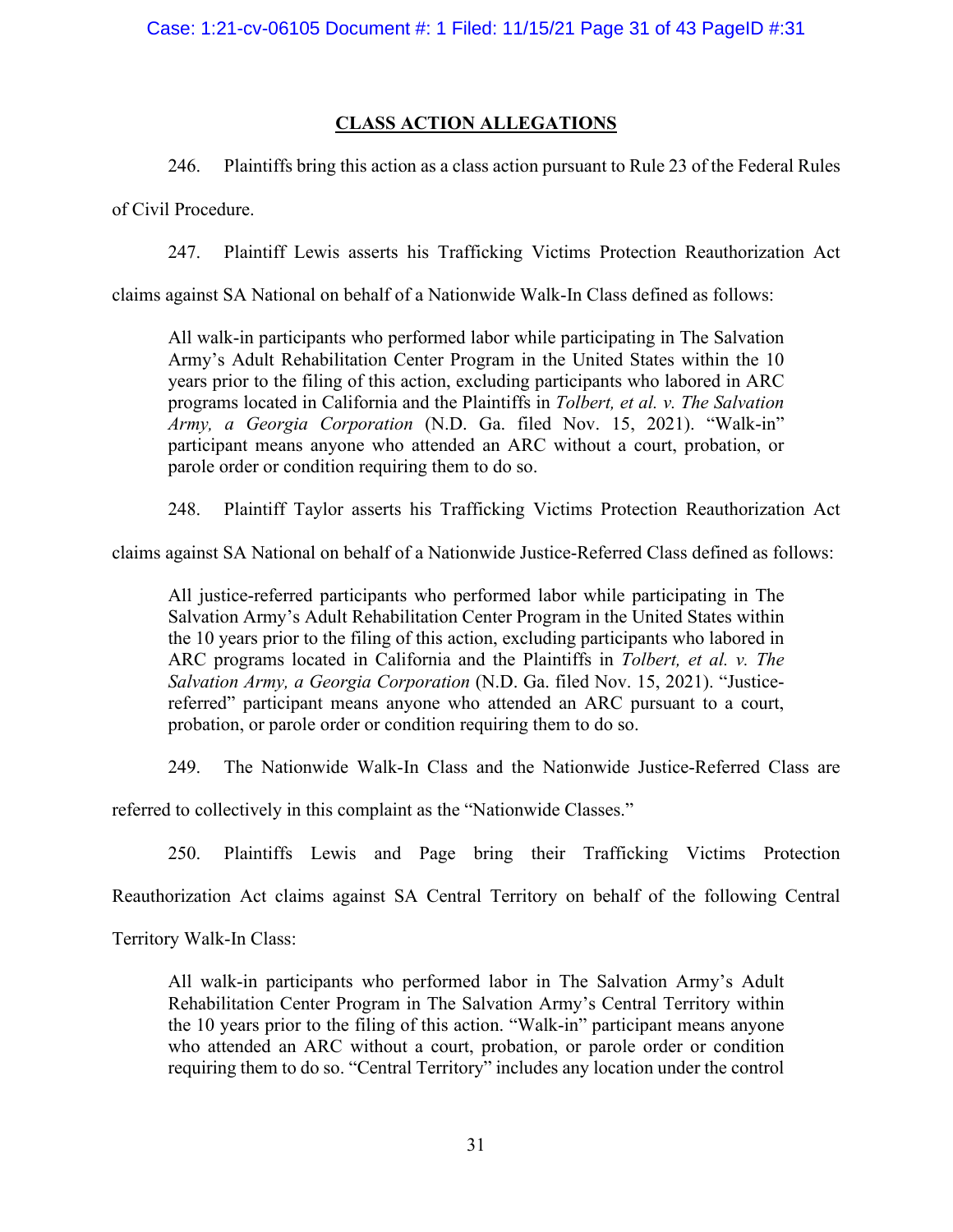## CLASS ACTION ALLEGATIONS

246. Plaintiffs bring this action as a class action pursuant to Rule 23 of the Federal Rules of Civil Procedure.

247. Plaintiff Lewis asserts his Trafficking Victims Protection Reauthorization Act claims against SA National on behalf of a Nationwide Walk-In Class defined as follows:

> All walk-in participants who performed labor while participating in The Salvation Army's Adult Rehabilitation Center Program in the United States within the 10 years prior to the filing of this action, excluding participants who labored in ARC programs located in California and the Plaintiffs in *Tolbert, et al. v. The Salvation Army, a Georgia Corporation* (N.D. Ga. filed Nov. 15, 2021). "Walk-in" participant means anyone who attended an ARC without a court, probation, or parole order or condition requiring them to do so.

248. Plaintiff Taylor asserts his Trafficking Victims Protection Reauthorization Act claims against SA National on behalf of a Nationwide Justice-Referred Class defined as follows:

> All justice-referred participants who performed labor while participating in The Salvation Army's Adult Rehabilitation Center Program in the United States within the 10 years prior to the filing of this action, excluding participants who labored in ARC programs located in California and the Plaintiffs in *Tolbert, et al. v. The Salvation Army, a Georgia Corporation* (N.D. Ga. filed Nov. 15, 2021). "Justice-referred" participant means anyone who attended an ARC pursuant to a court, probation, or parole order or condition requiring them to do so.

249. The Nationwide Walk-In Class and the Nationwide Justice-Referred Class are referred to collectively in this complaint as the "Nationwide Classes."

250. Plaintiffs Lewis and Page bring their Trafficking Victims Protection Reauthorization Act claims against SA Central Territory on behalf of the following Central Territory Walk-In Class:

> All walk-in participants who performed labor in The Salvation Army's Adult Rehabilitation Center Program in The Salvation Army's Central Territory within the 10 years prior to the filing of this action. "Walk-in" participant means anyone who attended an ARC without a court, probation, or parole order or condition requiring them to do so. "Central Territory" includes any location under the control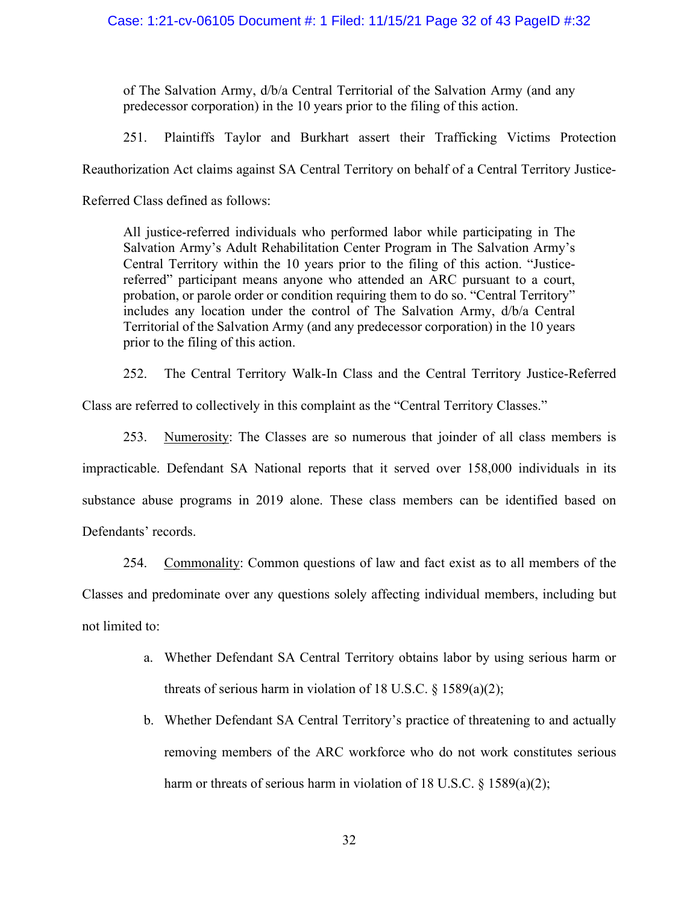of The Salvation Army, d/b/a Central Territorial of the Salvation Army (and any predecessor corporation) in the 10 years prior to the filing of this action.

251. Plaintiffs Taylor and Burkhart assert their Trafficking Victims Protection Reauthorization Act claims against SA Central Territory on behalf of a Central Territory Justice-Referred Class defined as follows:

> All justice-referred individuals who performed labor while participating in The Salvation Army's Adult Rehabilitation Center Program in The Salvation Army's Central Territory within the 10 years prior to the filing of this action. "Justice-referred" participant means anyone who attended an ARC pursuant to a court, probation, or parole order or condition requiring them to do so. "Central Territory" includes any location under the control of The Salvation Army, d/b/a Central Territorial of the Salvation Army (and any predecessor corporation) in the 10 years prior to the filing of this action.

252. The Central Territory Walk-In Class and the Central Territory Justice-Referred Class are referred to collectively in this complaint as the "Central Territory Classes."

253. Numerosity: The Classes are so numerous that joinder of all class members is impracticable. Defendant SA National reports that it served over 158,000 individuals in its substance abuse programs in 2019 alone. These class members can be identified based on Defendants' records.

254. Commonality: Common questions of law and fact exist as to all members of the Classes and predominate over any questions solely affecting individual members, including but not limited to:

a. Whether Defendant SA Central Territory obtains labor by using serious harm or threats of serious harm in violation of 18 U.S.C. § 1589(a)(2);

b. Whether Defendant SA Central Territory's practice of threatening to and actually removing members of the ARC workforce who do not work constitutes serious harm or threats of serious harm in violation of 18 U.S.C. § 1589(a)(2);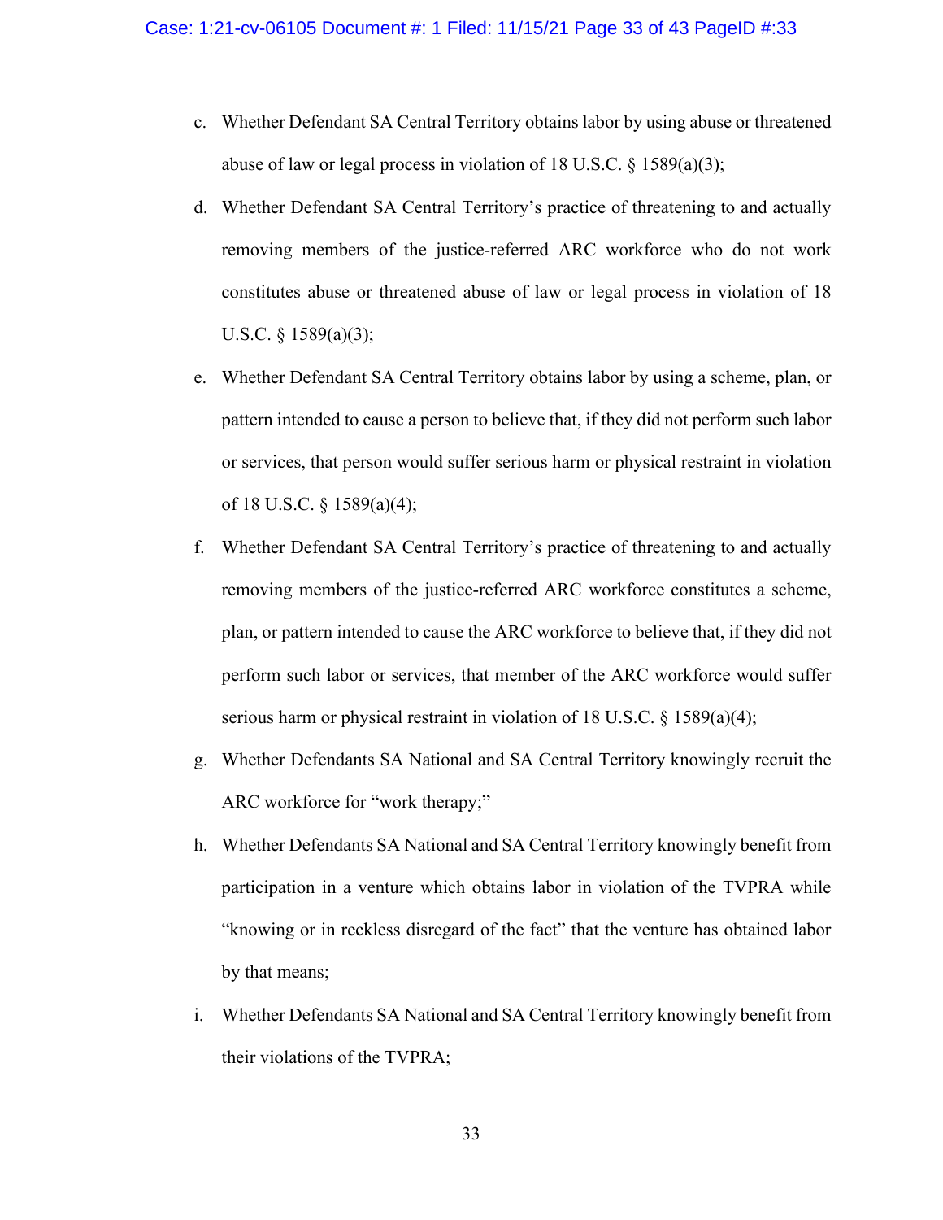c. Whether Defendant SA Central Territory obtains labor by using abuse or threatened abuse of law or legal process in violation of 18 U.S.C. § 1589(a)(3);

d. Whether Defendant SA Central Territory's practice of threatening to and actually removing members of the justice-referred ARC workforce who do not work constitutes abuse or threatened abuse of law or legal process in violation of 18 U.S.C. § 1589(a)(3);

e. Whether Defendant SA Central Territory obtains labor by using a scheme, plan, or pattern intended to cause a person to believe that, if they did not perform such labor or services, that person would suffer serious harm or physical restraint in violation of 18 U.S.C. § 1589(a)(4);

f. Whether Defendant SA Central Territory's practice of threatening to and actually removing members of the justice-referred ARC workforce constitutes a scheme, plan, or pattern intended to cause the ARC workforce to believe that, if they did not perform such labor or services, that member of the ARC workforce would suffer serious harm or physical restraint in violation of 18 U.S.C. § 1589(a)(4);

g. Whether Defendants SA National and SA Central Territory knowingly recruit the ARC workforce for "work therapy;"

h. Whether Defendants SA National and SA Central Territory knowingly benefit from participation in a venture which obtains labor in violation of the TVPRA while "knowing or in reckless disregard of the fact" that the venture has obtained labor by that means;

i. Whether Defendants SA National and SA Central Territory knowingly benefit from their violations of the TVPRA;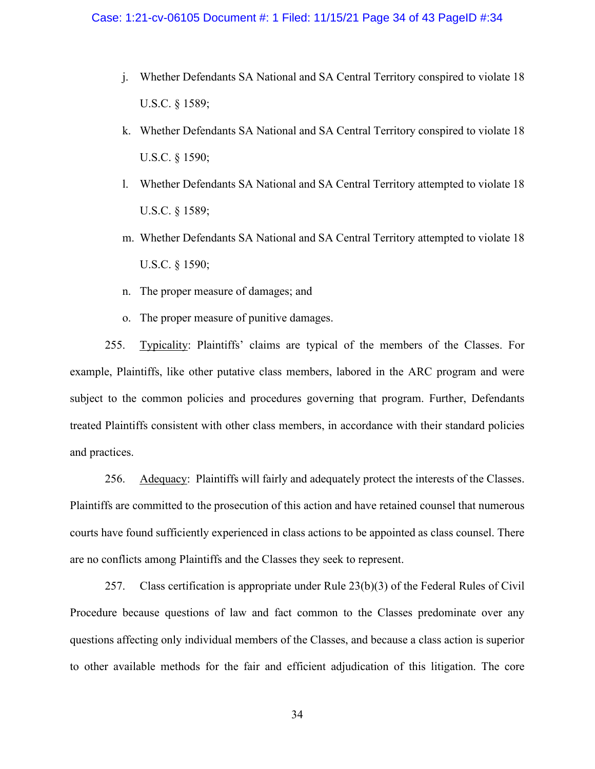j. Whether Defendants SA National and SA Central Territory conspired to violate 18 U.S.C. § 1589;

k. Whether Defendants SA National and SA Central Territory conspired to violate 18 U.S.C. § 1590;

l. Whether Defendants SA National and SA Central Territory attempted to violate 18 U.S.C. § 1589;

m. Whether Defendants SA National and SA Central Territory attempted to violate 18 U.S.C. § 1590;

n. The proper measure of damages; and

o. The proper measure of punitive damages.

255. Typicality: Plaintiffs' claims are typical of the members of the Classes. For example, Plaintiffs, like other putative class members, labored in the ARC program and were subject to the common policies and procedures governing that program. Further, Defendants treated Plaintiffs consistent with other class members, in accordance with their standard policies and practices.

256. Adequacy: Plaintiffs will fairly and adequately protect the interests of the Classes. Plaintiffs are committed to the prosecution of this action and have retained counsel that numerous courts have found sufficiently experienced in class actions to be appointed as class counsel. There are no conflicts among Plaintiffs and the Classes they seek to represent.

257. Class certification is appropriate under Rule 23(b)(3) of the Federal Rules of Civil Procedure because questions of law and fact common to the Classes predominate over any questions affecting only individual members of the Classes, and because a class action is superior to other available methods for the fair and efficient adjudication of this litigation. The core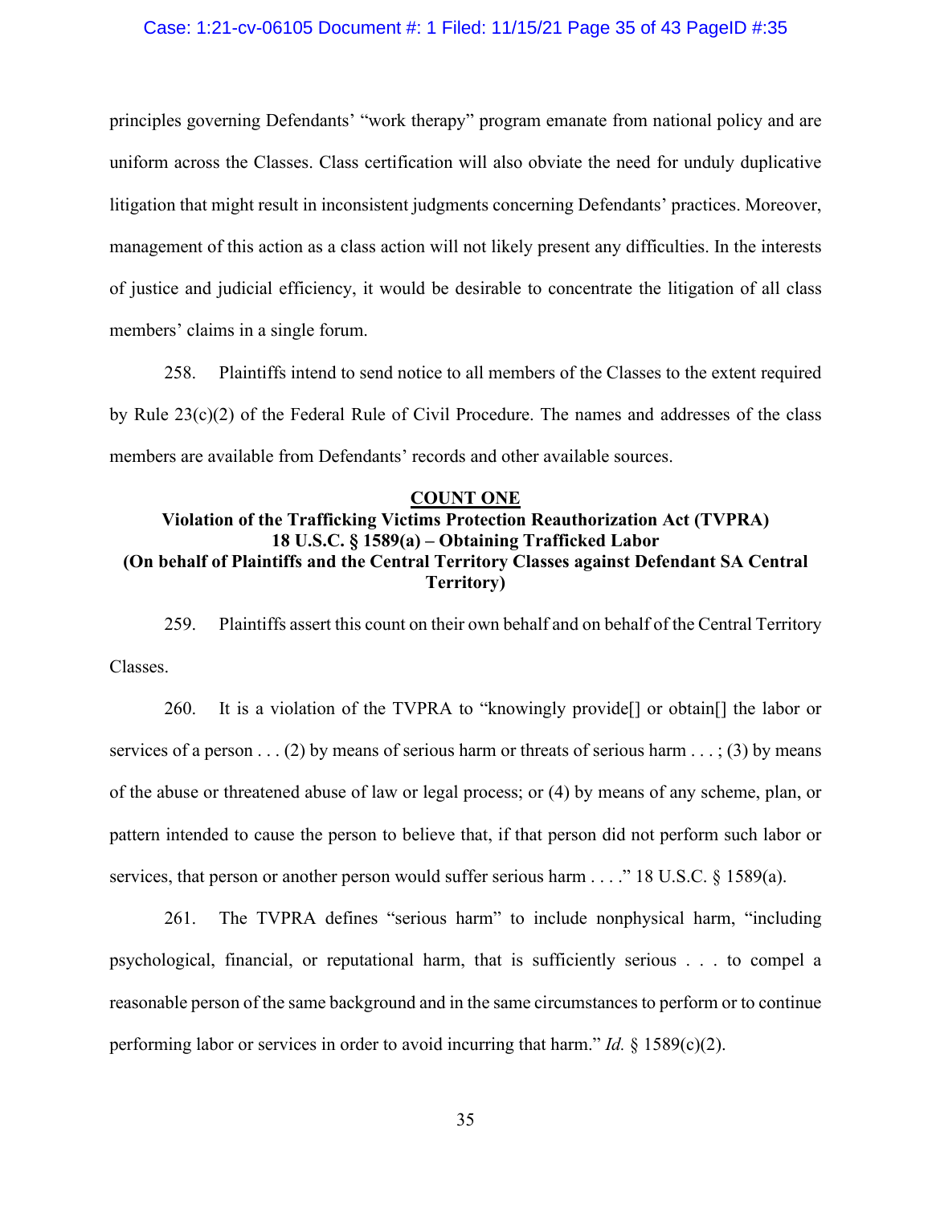principles governing Defendants' "work therapy" program emanate from national policy and are uniform across the Classes. Class certification will also obviate the need for unduly duplicative litigation that might result in inconsistent judgments concerning Defendants' practices. Moreover, management of this action as a class action will not likely present any difficulties. In the interests of justice and judicial efficiency, it would be desirable to concentrate the litigation of all class members' claims in a single forum.

258. Plaintiffs intend to send notice to all members of the Classes to the extent required by Rule 23(c)(2) of the Federal Rule of Civil Procedure. The names and addresses of the class members are available from Defendants' records and other available sources.

**COUNT ONE**

**Violation of the Trafficking Victims Protection Reauthorization Act (TVPRA) 18 U.S.C. § 1589(a) – Obtaining Trafficked Labor (On behalf of Plaintiffs and the Central Territory Classes against Defendant SA Central Territory)**

259. Plaintiffs assert this count on their own behalf and on behalf of the Central Territory Classes.

260. It is a violation of the TVPRA to "knowingly provide[] or obtain[] the labor or services of a person . . . (2) by means of serious harm or threats of serious harm . . . ; (3) by means of the abuse or threatened abuse of law or legal process; or (4) by means of any scheme, plan, or pattern intended to cause the person to believe that, if that person did not perform such labor or services, that person or another person would suffer serious harm . . . ." 18 U.S.C. § 1589(a).

261. The TVPRA defines "serious harm" to include nonphysical harm, "including psychological, financial, or reputational harm, that is sufficiently serious . . . to compel a reasonable person of the same background and in the same circumstances to perform or to continue performing labor or services in order to avoid incurring that harm." *Id.* § 1589(c)(2).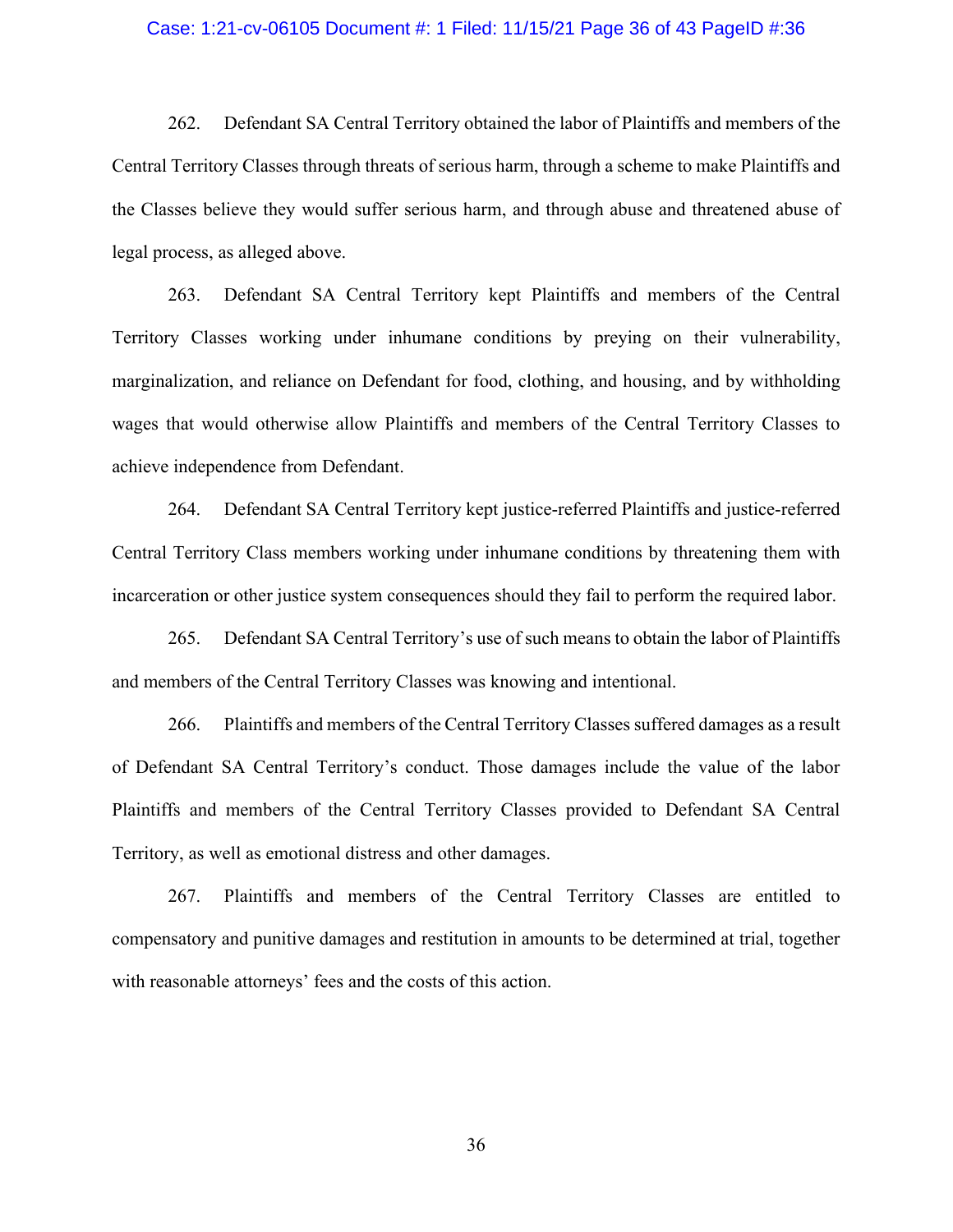262. Defendant SA Central Territory obtained the labor of Plaintiffs and members of the Central Territory Classes through threats of serious harm, through a scheme to make Plaintiffs and the Classes believe they would suffer serious harm, and through abuse and threatened abuse of legal process, as alleged above.

263. Defendant SA Central Territory kept Plaintiffs and members of the Central Territory Classes working under inhumane conditions by preying on their vulnerability, marginalization, and reliance on Defendant for food, clothing, and housing, and by withholding wages that would otherwise allow Plaintiffs and members of the Central Territory Classes to achieve independence from Defendant.

264. Defendant SA Central Territory kept justice-referred Plaintiffs and justice-referred Central Territory Class members working under inhumane conditions by threatening them with incarceration or other justice system consequences should they fail to perform the required labor.

265. Defendant SA Central Territory's use of such means to obtain the labor of Plaintiffs and members of the Central Territory Classes was knowing and intentional.

266. Plaintiffs and members of the Central Territory Classes suffered damages as a result of Defendant SA Central Territory's conduct. Those damages include the value of the labor Plaintiffs and members of the Central Territory Classes provided to Defendant SA Central Territory, as well as emotional distress and other damages.

267. Plaintiffs and members of the Central Territory Classes are entitled to compensatory and punitive damages and restitution in amounts to be determined at trial, together with reasonable attorneys' fees and the costs of this action.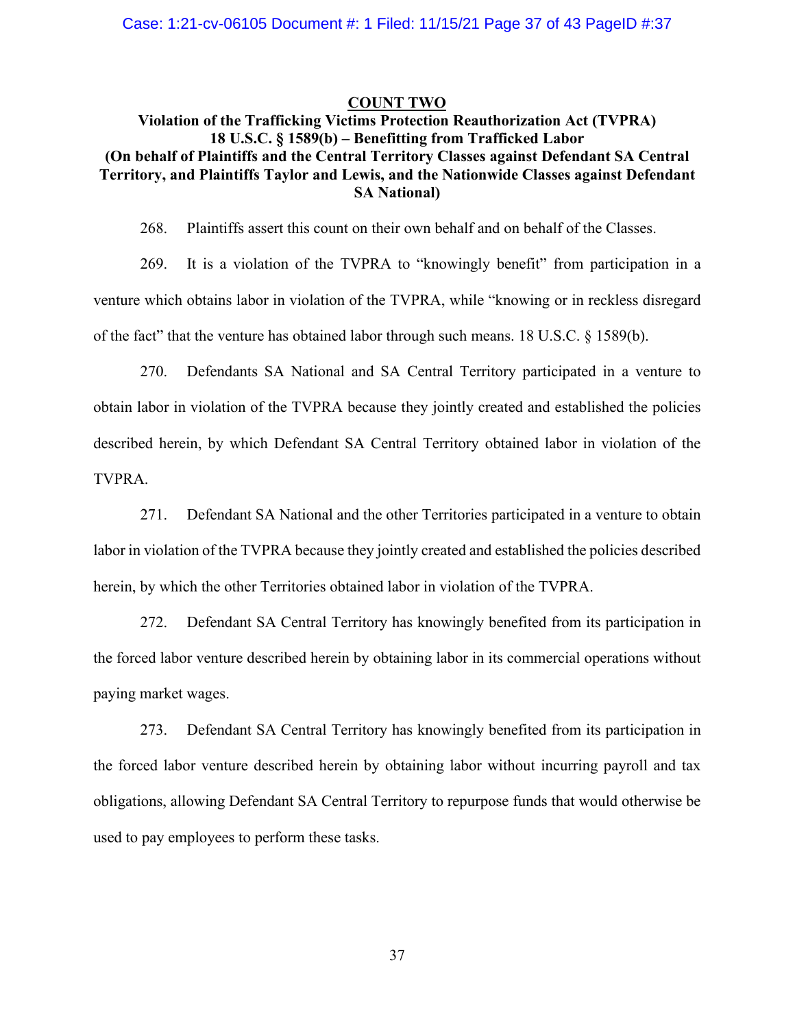## COUNT TWO

### Violation of the Trafficking Victims Protection Reauthorization Act (TVPRA) 18 U.S.C. § 1589(b) – Benefitting from Trafficked Labor (On behalf of Plaintiffs and the Central Territory Classes against Defendant SA Central Territory, and Plaintiffs Taylor and Lewis, and the Nationwide Classes against Defendant SA National)

268. Plaintiffs assert this count on their own behalf and on behalf of the Classes.

269. It is a violation of the TVPRA to "knowingly benefit" from participation in a venture which obtains labor in violation of the TVPRA, while "knowing or in reckless disregard of the fact" that the venture has obtained labor through such means. 18 U.S.C. § 1589(b).

270. Defendants SA National and SA Central Territory participated in a venture to obtain labor in violation of the TVPRA because they jointly created and established the policies described herein, by which Defendant SA Central Territory obtained labor in violation of the TVPRA.

271. Defendant SA National and the other Territories participated in a venture to obtain labor in violation of the TVPRA because they jointly created and established the policies described herein, by which the other Territories obtained labor in violation of the TVPRA.

272. Defendant SA Central Territory has knowingly benefited from its participation in the forced labor venture described herein by obtaining labor in its commercial operations without paying market wages.

273. Defendant SA Central Territory has knowingly benefited from its participation in the forced labor venture described herein by obtaining labor without incurring payroll and tax obligations, allowing Defendant SA Central Territory to repurpose funds that would otherwise be used to pay employees to perform these tasks.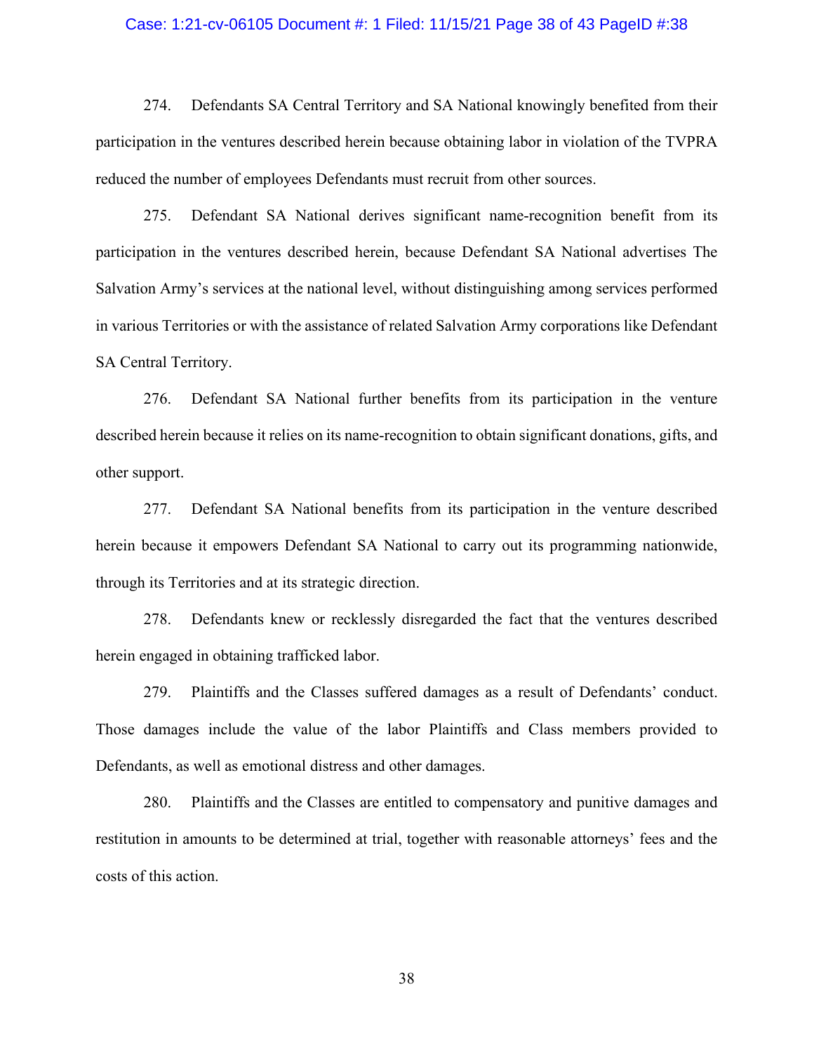274. Defendants SA Central Territory and SA National knowingly benefited from their participation in the ventures described herein because obtaining labor in violation of the TVPRA reduced the number of employees Defendants must recruit from other sources.

275. Defendant SA National derives significant name-recognition benefit from its participation in the ventures described herein, because Defendant SA National advertises The Salvation Army's services at the national level, without distinguishing among services performed in various Territories or with the assistance of related Salvation Army corporations like Defendant SA Central Territory.

276. Defendant SA National further benefits from its participation in the venture described herein because it relies on its name-recognition to obtain significant donations, gifts, and other support.

277. Defendant SA National benefits from its participation in the venture described herein because it empowers Defendant SA National to carry out its programming nationwide, through its Territories and at its strategic direction.

278. Defendants knew or recklessly disregarded the fact that the ventures described herein engaged in obtaining trafficked labor.

279. Plaintiffs and the Classes suffered damages as a result of Defendants' conduct. Those damages include the value of the labor Plaintiffs and Class members provided to Defendants, as well as emotional distress and other damages.

280. Plaintiffs and the Classes are entitled to compensatory and punitive damages and restitution in amounts to be determined at trial, together with reasonable attorneys' fees and the costs of this action.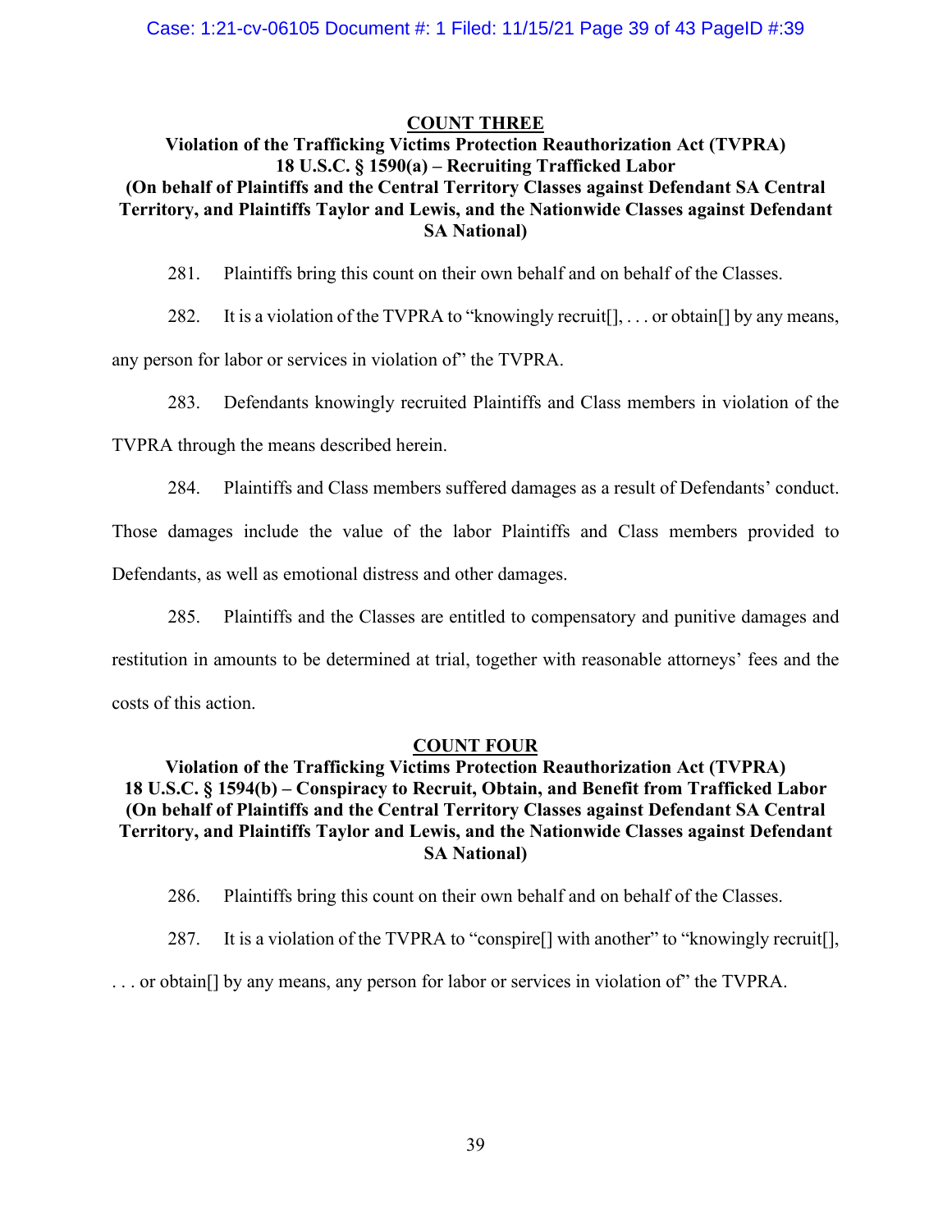## COUNT THREE

**Violation of the Trafficking Victims Protection Reauthorization Act (TVPRA)**
**18 U.S.C. § 1590(a) – Recruiting Trafficked Labor**
**(On behalf of Plaintiffs and the Central Territory Classes against Defendant SA Central Territory, and Plaintiffs Taylor and Lewis, and the Nationwide Classes against Defendant SA National)**

281. Plaintiffs bring this count on their own behalf and on behalf of the Classes.

282. It is a violation of the TVPRA to "knowingly recruit[], . . . or obtain[] by any means, any person for labor or services in violation of" the TVPRA.

283. Defendants knowingly recruited Plaintiffs and Class members in violation of the TVPRA through the means described herein.

284. Plaintiffs and Class members suffered damages as a result of Defendants' conduct. Those damages include the value of the labor Plaintiffs and Class members provided to Defendants, as well as emotional distress and other damages.

285. Plaintiffs and the Classes are entitled to compensatory and punitive damages and restitution in amounts to be determined at trial, together with reasonable attorneys' fees and the costs of this action.

## COUNT FOUR

**Violation of the Trafficking Victims Protection Reauthorization Act (TVPRA)**
**18 U.S.C. § 1594(b) – Conspiracy to Recruit, Obtain, and Benefit from Trafficked Labor**
**(On behalf of Plaintiffs and the Central Territory Classes against Defendant SA Central Territory, and Plaintiffs Taylor and Lewis, and the Nationwide Classes against Defendant SA National)**

286. Plaintiffs bring this count on their own behalf and on behalf of the Classes.

287. It is a violation of the TVPRA to "conspire[] with another" to "knowingly recruit[], . . . or obtain[] by any means, any person for labor or services in violation of" the TVPRA.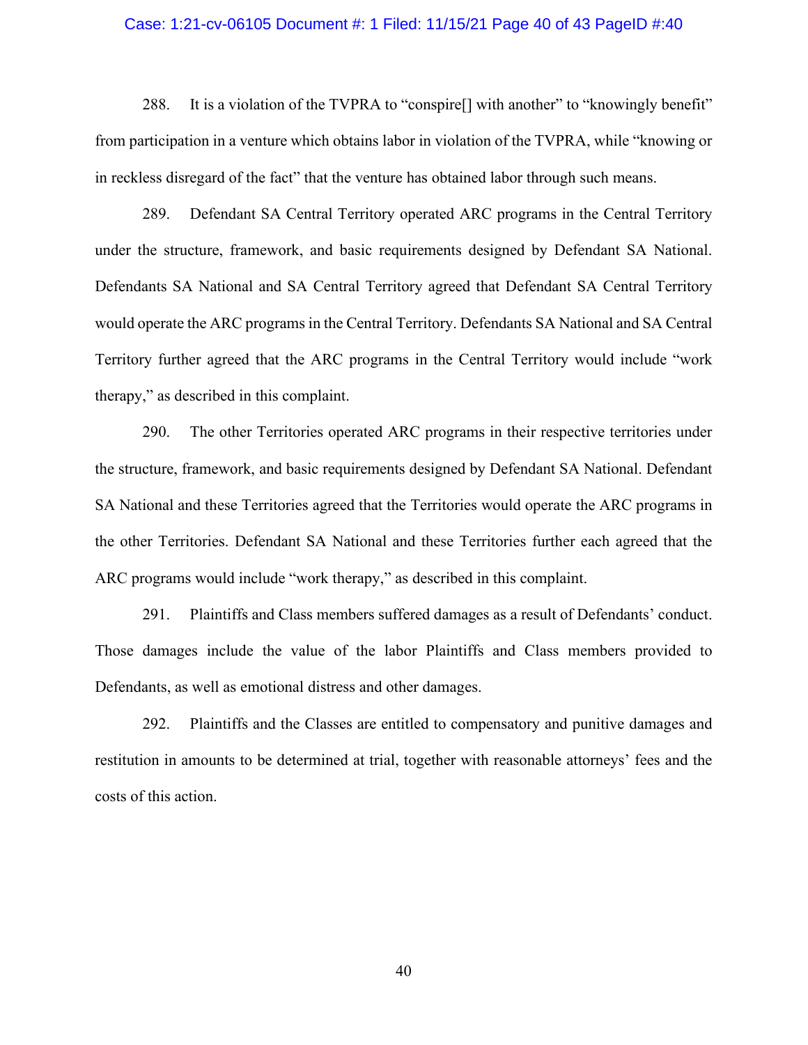288. It is a violation of the TVPRA to "conspire[] with another" to "knowingly benefit" from participation in a venture which obtains labor in violation of the TVPRA, while "knowing or in reckless disregard of the fact" that the venture has obtained labor through such means.

289. Defendant SA Central Territory operated ARC programs in the Central Territory under the structure, framework, and basic requirements designed by Defendant SA National. Defendants SA National and SA Central Territory agreed that Defendant SA Central Territory would operate the ARC programs in the Central Territory. Defendants SA National and SA Central Territory further agreed that the ARC programs in the Central Territory would include "work therapy," as described in this complaint.

290. The other Territories operated ARC programs in their respective territories under the structure, framework, and basic requirements designed by Defendant SA National. Defendant SA National and these Territories agreed that the Territories would operate the ARC programs in the other Territories. Defendant SA National and these Territories further each agreed that the ARC programs would include "work therapy," as described in this complaint.

291. Plaintiffs and Class members suffered damages as a result of Defendants' conduct. Those damages include the value of the labor Plaintiffs and Class members provided to Defendants, as well as emotional distress and other damages.

292. Plaintiffs and the Classes are entitled to compensatory and punitive damages and restitution in amounts to be determined at trial, together with reasonable attorneys' fees and the costs of this action.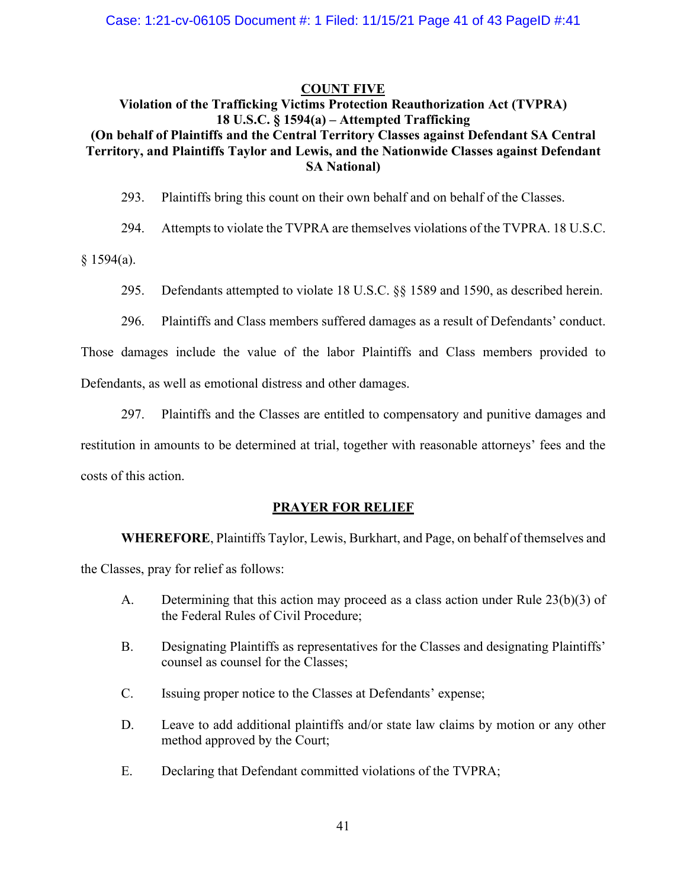**COUNT FIVE**

**Violation of the Trafficking Victims Protection Reauthorization Act (TVPRA) 18 U.S.C. § 1594(a) – Attempted Trafficking (On behalf of Plaintiffs and the Central Territory Classes against Defendant SA Central Territory, and Plaintiffs Taylor and Lewis, and the Nationwide Classes against Defendant SA National)**

293. Plaintiffs bring this count on their own behalf and on behalf of the Classes.

294. Attempts to violate the TVPRA are themselves violations of the TVPRA. 18 U.S.C. § 1594(a).

295. Defendants attempted to violate 18 U.S.C. §§ 1589 and 1590, as described herein.

296. Plaintiffs and Class members suffered damages as a result of Defendants' conduct. Those damages include the value of the labor Plaintiffs and Class members provided to Defendants, as well as emotional distress and other damages.

297. Plaintiffs and the Classes are entitled to compensatory and punitive damages and restitution in amounts to be determined at trial, together with reasonable attorneys' fees and the costs of this action.

**PRAYER FOR RELIEF**

**WHEREFORE**, Plaintiffs Taylor, Lewis, Burkhart, and Page, on behalf of themselves and the Classes, pray for relief as follows:

A. Determining that this action may proceed as a class action under Rule 23(b)(3) of the Federal Rules of Civil Procedure;

B. Designating Plaintiffs as representatives for the Classes and designating Plaintiffs' counsel as counsel for the Classes;

C. Issuing proper notice to the Classes at Defendants' expense;

D. Leave to add additional plaintiffs and/or state law claims by motion or any other method approved by the Court;

E. Declaring that Defendant committed violations of the TVPRA;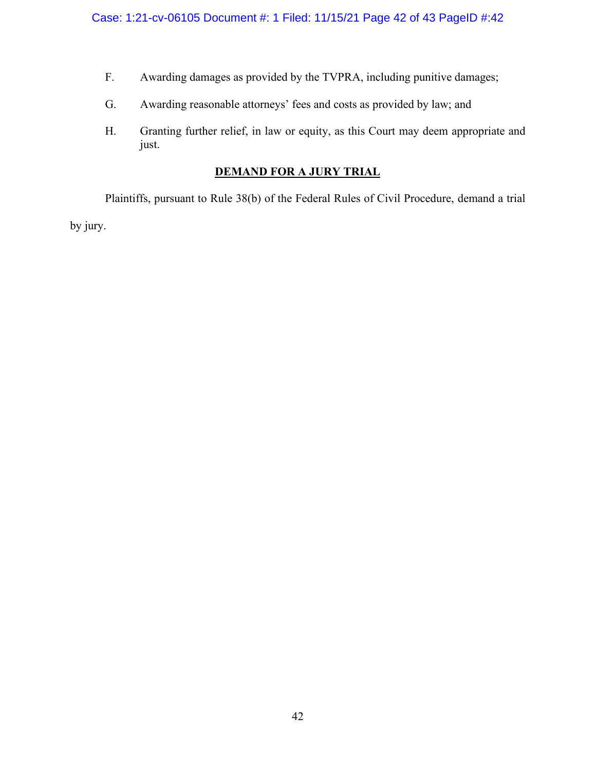F. Awarding damages as provided by the TVPRA, including punitive damages;

G. Awarding reasonable attorneys' fees and costs as provided by law; and

H. Granting further relief, in law or equity, as this Court may deem appropriate and just.

## DEMAND FOR A JURY TRIAL

Plaintiffs, pursuant to Rule 38(b) of the Federal Rules of Civil Procedure, demand a trial by jury.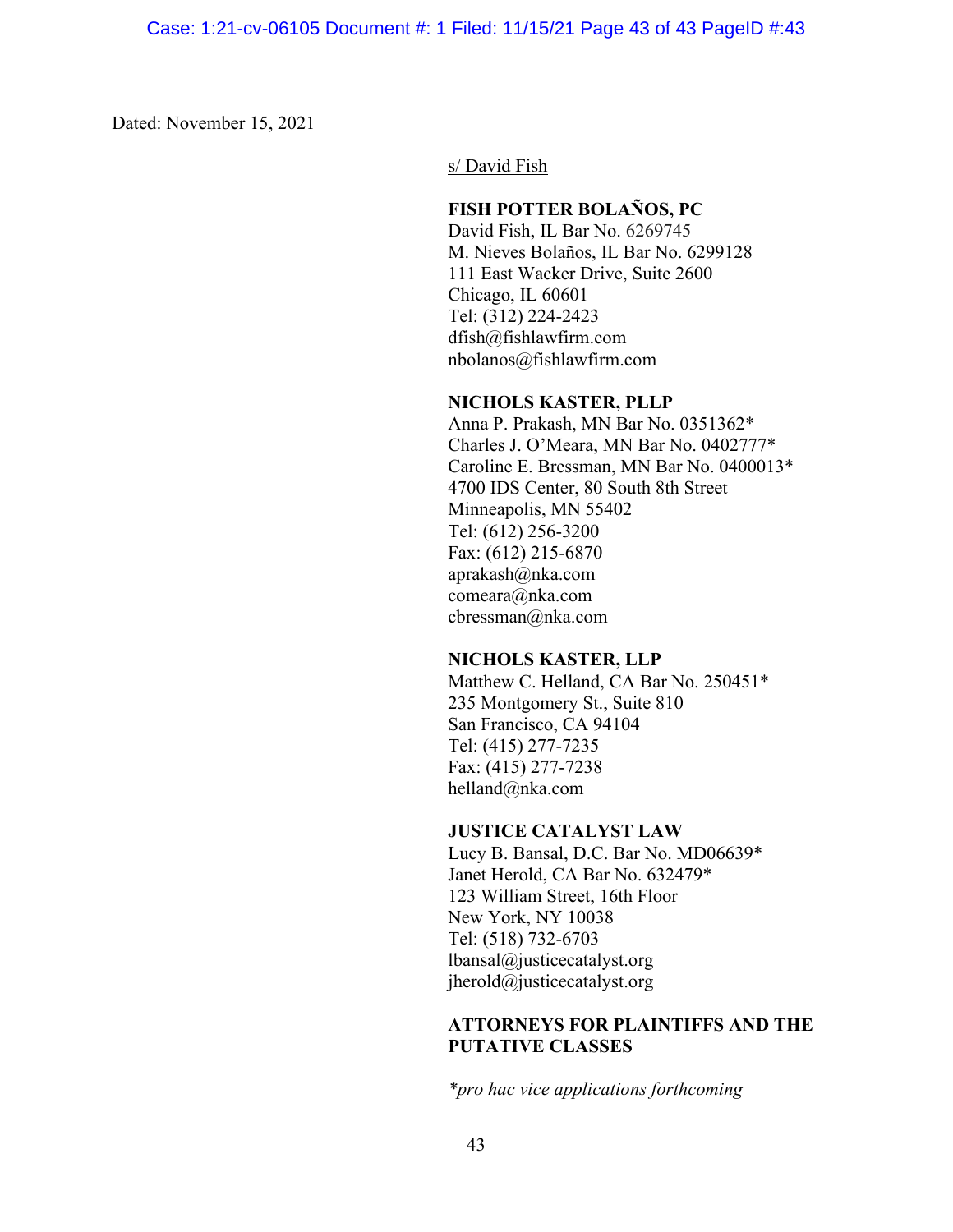Dated: November 15, 2021

s/ David Fish

**FISH POTTER BOLAÑOS, PC**
David Fish, IL Bar No. 6269745
M. Nieves Bolaños, IL Bar No. 6299128
111 East Wacker Drive, Suite 2600
Chicago, IL 60601
Tel: (312) 224-2423
dfish@fishlawfirm.com
nbolanos@fishlawfirm.com

**NICHOLS KASTER, PLLP**
Anna P. Prakash, MN Bar No. 0351362*
Charles J. O'Meara, MN Bar No. 0402777*
Caroline E. Bressman, MN Bar No. 0400013*
4700 IDS Center, 80 South 8th Street
Minneapolis, MN 55402
Tel: (612) 256-3200
Fax: (612) 215-6870
aprakash@nka.com
comeara@nka.com
cbressman@nka.com

**NICHOLS KASTER, LLP**
Matthew C. Helland, CA Bar No. 250451*
235 Montgomery St., Suite 810
San Francisco, CA 94104
Tel: (415) 277-7235
Fax: (415) 277-7238
helland@nka.com

**JUSTICE CATALYST LAW**
Lucy B. Bansal, D.C. Bar No. MD06639*
Janet Herold, CA Bar No. 632479*
123 William Street, 16th Floor
New York, NY 10038
Tel: (518) 732-6703
lbansal@justicecatalyst.org
jherold@justicecatalyst.org

**ATTORNEYS FOR PLAINTIFFS AND THE PUTATIVE CLASSES**

*\*pro hac vice applications forthcoming*